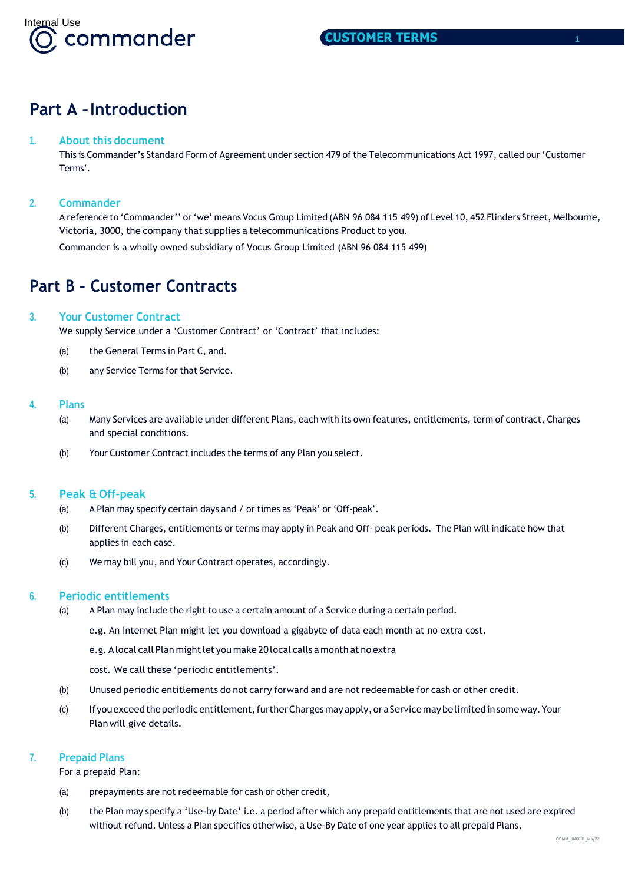Internal Use

# Part A – Introduction

## 1. About this document

This is Commander's Standard Form of Agreement under section 479 of the Telecommunications Act 1997, called our 'Customer Terms'.

## 2. Commander

A reference to 'Commander'' or 'we' means Vocus Group Limited (ABN 96 084 115 499) of Level 10, 452 Flinders Street, Melbourne, Victoria, 3000, the company that supplies a telecommunications Product to you.

Commander is a wholly owned subsidiary of Vocus Group Limited (ABN 96 084 115 499)

# Part B – Customer Contracts

## 3. Your Customer Contract

We supply Service under a 'Customer Contract' or 'Contract' that includes:

(a) the General Terms in Part C, and.

(b) any Service Terms for that Service.

## 4. Plans

(a) Many Services are available under different Plans, each with its own features, entitlements, term of contract, Charges and special conditions.

(b) Your Customer Contract includes the terms of any Plan you select.

## 5. Peak & Off-peak

(a) A Plan may specify certain days and / or times as 'Peak' or 'Off-peak'.

(b) Different Charges, entitlements or terms may apply in Peak and Off- peak periods. The Plan will indicate how that applies in each case.

(c) We may bill you, and Your Contract operates, accordingly.

## 6. Periodic entitlements

(a) A Plan may include the right to use a certain amount of a Service during a certain period.

e.g. An Internet Plan might let you download a gigabyte of data each month at no extra cost.

e.g. A local call Plan might let you make 20 local calls a month at no extra

cost. We call these 'periodic entitlements'.

(b) Unused periodic entitlements do not carry forward and are not redeemable for cash or other credit.

(c) If you exceed the periodic entitlement, further Charges may apply, or a Service may be limited in some way. Your Plan will give details.

## 7. Prepaid Plans

For a prepaid Plan:

(a) prepayments are not redeemable for cash or other credit,

(b) the Plan may specify a 'Use-by Date' i.e. a period after which any prepaid entitlements that are not used are expired without refund. Unless a Plan specifies otherwise, a Use-By Date of one year applies to all prepaid Plans,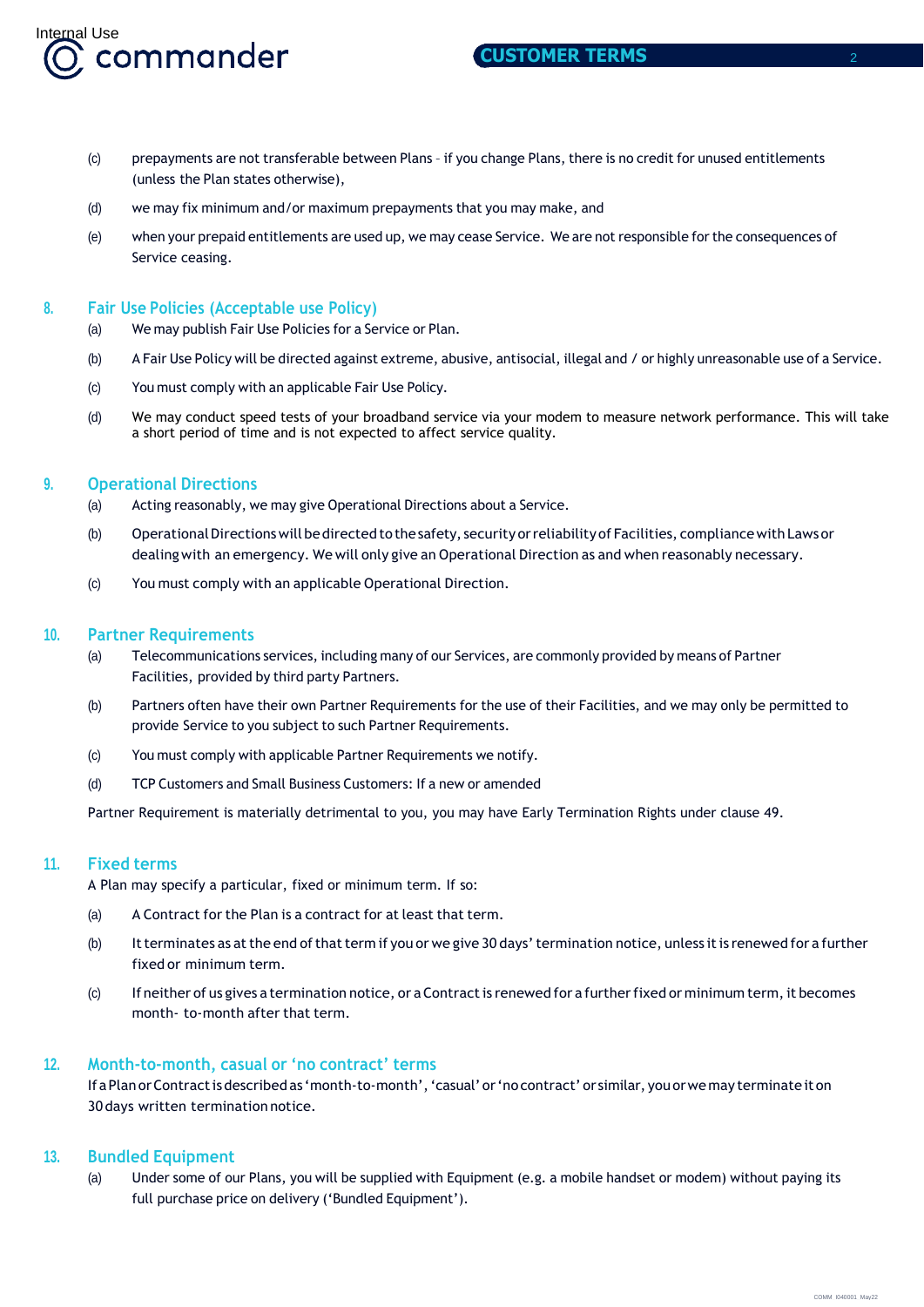(c) prepayments are not transferable between Plans – if you change Plans, there is no credit for unused entitlements (unless the Plan states otherwise),

(d) we may fix minimum and/or maximum prepayments that you may make, and

(e) when your prepaid entitlements are used up, we may cease Service. We are not responsible for the consequences of Service ceasing.

## 8. Fair Use Policies (Acceptable use Policy)

(a) We may publish Fair Use Policies for a Service or Plan.

(b) A Fair Use Policy will be directed against extreme, abusive, antisocial, illegal and / or highly unreasonable use of a Service.

(c) You must comply with an applicable Fair Use Policy.

(d) We may conduct speed tests of your broadband service via your modem to measure network performance. This will take a short period of time and is not expected to affect service quality.

## 9. Operational Directions

(a) Acting reasonably, we may give Operational Directions about a Service.

(b) Operational Directions will be directed to the safety, security or reliability of Facilities, compliance with Laws or dealing with an emergency. We will only give an Operational Direction as and when reasonably necessary.

(c) You must comply with an applicable Operational Direction.

## 10. Partner Requirements

(a) Telecommunications services, including many of our Services, are commonly provided by means of Partner Facilities, provided by third party Partners.

(b) Partners often have their own Partner Requirements for the use of their Facilities, and we may only be permitted to provide Service to you subject to such Partner Requirements.

(c) You must comply with applicable Partner Requirements we notify.

(d) TCP Customers and Small Business Customers: If a new or amended

Partner Requirement is materially detrimental to you, you may have Early Termination Rights under clause 49.

## 11. Fixed terms

A Plan may specify a particular, fixed or minimum term. If so:

(a) A Contract for the Plan is a contract for at least that term.

(b) It terminates as at the end of that term if you or we give 30 days' termination notice, unless it is renewed for a further fixed or minimum term.

(c) If neither of us gives a termination notice, or a Contract is renewed for a further fixed or minimum term, it becomes month- to-month after that term.

## 12. Month-to-month, casual or 'no contract' terms

If a Plan or Contract is described as 'month-to-month', 'casual' or 'no contract' or similar, you or we may terminate it on 30 days written termination notice.

## 13. Bundled Equipment

(a) Under some of our Plans, you will be supplied with Equipment (e.g. a mobile handset or modem) without paying its full purchase price on delivery ('Bundled Equipment').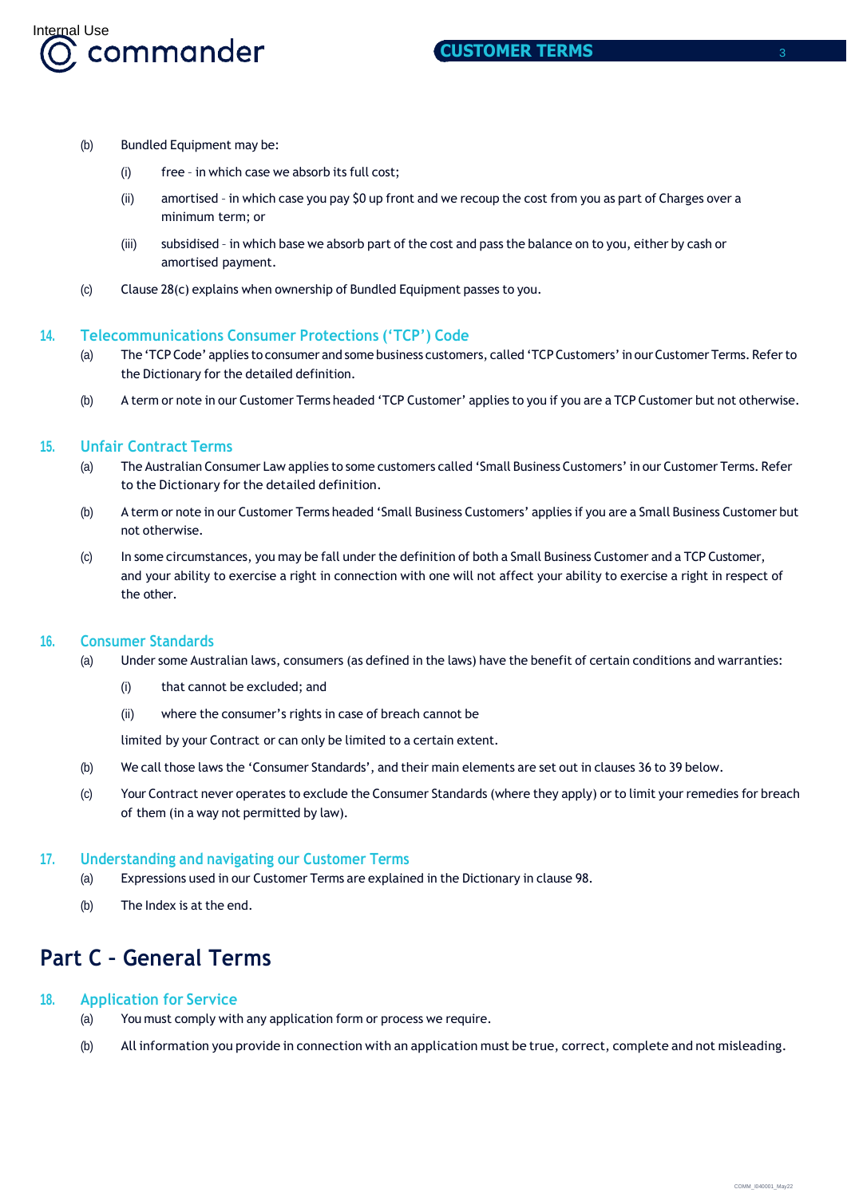(b) Bundled Equipment may be:

   (i) free - in which case we absorb its full cost;

   (ii) amortised - in which case you pay $0 up front and we recoup the cost from you as part of Charges over a minimum term; or

   (iii) subsidised - in which base we absorb part of the cost and pass the balance on to you, either by cash or amortised payment.

(c) Clause 28(c) explains when ownership of Bundled Equipment passes to you.

## 14. Telecommunications Consumer Protections ('TCP') Code

(a) The 'TCP Code' applies to consumer and some business customers, called 'TCP Customers' in our Customer Terms. Refer to the Dictionary for the detailed definition.

(b) A term or note in our Customer Terms headed 'TCP Customer' applies to you if you are a TCP Customer but not otherwise.

## 15. Unfair Contract Terms

(a) The Australian Consumer Law applies to some customers called 'Small Business Customers' in our Customer Terms. Refer to the Dictionary for the detailed definition.

(b) A term or note in our Customer Terms headed 'Small Business Customers' applies if you are a Small Business Customer but not otherwise.

(c) In some circumstances, you may be fall under the definition of both a Small Business Customer and a TCP Customer, and your ability to exercise a right in connection with one will not affect your ability to exercise a right in respect of the other.

## 16. Consumer Standards

(a) Under some Australian laws, consumers (as defined in the laws) have the benefit of certain conditions and warranties:

   (i) that cannot be excluded; and

   (ii) where the consumer's rights in case of breach cannot be

   limited by your Contract or can only be limited to a certain extent.

(b) We call those laws the 'Consumer Standards', and their main elements are set out in clauses 36 to 39 below.

(c) Your Contract never operates to exclude the Consumer Standards (where they apply) or to limit your remedies for breach of them (in a way not permitted by law).

## 17. Understanding and navigating our Customer Terms

(a) Expressions used in our Customer Terms are explained in the Dictionary in clause 98.

(b) The Index is at the end.

# Part C - General Terms

## 18. Application for Service

(a) You must comply with any application form or process we require.

(b) All information you provide in connection with an application must be true, correct, complete and not misleading.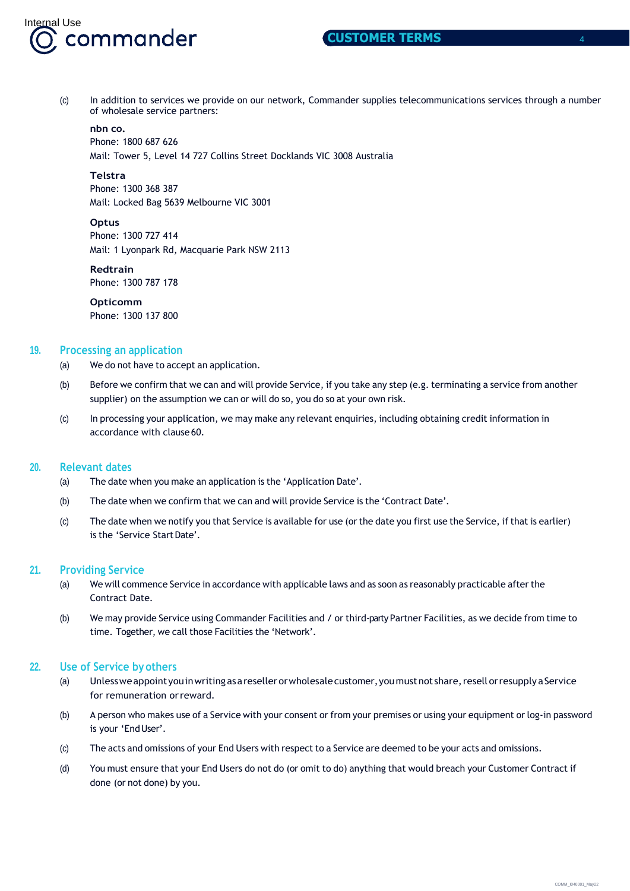(c) In addition to services we provide on our network, Commander supplies telecommunications services through a number of wholesale service partners:

**nbn co.**
Phone: 1800 687 626
Mail: Tower 5, Level 14 727 Collins Street Docklands VIC 3008 Australia

**Telstra**
Phone: 1300 368 387
Mail: Locked Bag 5639 Melbourne VIC 3001

**Optus**
Phone: 1300 727 414
Mail: 1 Lyonpark Rd, Macquarie Park NSW 2113

**Redtrain**
Phone: 1300 787 178

**Opticomm**
Phone: 1300 137 800

## 19. Processing an application

(a) We do not have to accept an application.

(b) Before we confirm that we can and will provide Service, if you take any step (e.g. terminating a service from another supplier) on the assumption we can or will do so, you do so at your own risk.

(c) In processing your application, we may make any relevant enquiries, including obtaining credit information in accordance with clause 60.

## 20. Relevant dates

(a) The date when you make an application is the 'Application Date'.

(b) The date when we confirm that we can and will provide Service is the 'Contract Date'.

(c) The date when we notify you that Service is available for use (or the date you first use the Service, if that is earlier) is the 'Service Start Date'.

## 21. Providing Service

(a) We will commence Service in accordance with applicable laws and as soon as reasonably practicable after the Contract Date.

(b) We may provide Service using Commander Facilities and / or third-party Partner Facilities, as we decide from time to time. Together, we call those Facilities the 'Network'.

## 22. Use of Service by others

(a) Unless we appoint you in writing as a reseller or wholesale customer, you must not share, resell or resupply a Service for remuneration or reward.

(b) A person who makes use of a Service with your consent or from your premises or using your equipment or log-in password is your 'End User'.

(c) The acts and omissions of your End Users with respect to a Service are deemed to be your acts and omissions.

(d) You must ensure that your End Users do not do (or omit to do) anything that would breach your Customer Contract if done (or not done) by you.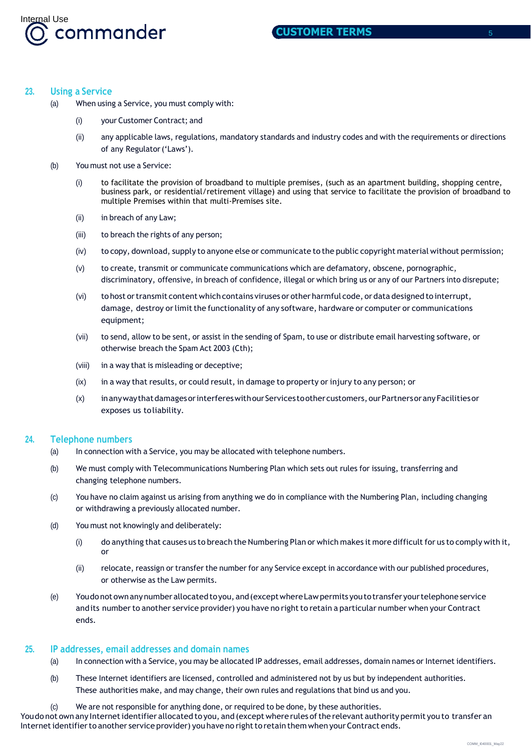## 23. Using a Service

(a) When using a Service, you must comply with:

(i) your Customer Contract; and

(ii) any applicable laws, regulations, mandatory standards and industry codes and with the requirements or directions of any Regulator ('Laws').

(b) You must not use a Service:

(i) to facilitate the provision of broadband to multiple premises, (such as an apartment building, shopping centre, business park, or residential/retirement village) and using that service to facilitate the provision of broadband to multiple Premises within that multi-Premises site.

(ii) in breach of any Law;

(iii) to breach the rights of any person;

(iv) to copy, download, supply to anyone else or communicate to the public copyright material without permission;

(v) to create, transmit or communicate communications which are defamatory, obscene, pornographic, discriminatory, offensive, in breach of confidence, illegal or which bring us or any of our Partners into disrepute;

(vi) to host or transmit content which contains viruses or other harmful code, or data designed to interrupt, damage, destroy or limit the functionality of any software, hardware or computer or communications equipment;

(vii) to send, allow to be sent, or assist in the sending of Spam, to use or distribute email harvesting software, or otherwise breach the Spam Act 2003 (Cth);

(viii) in a way that is misleading or deceptive;

(ix) in a way that results, or could result, in damage to property or injury to any person; or

(x) in any way that damages or interferes with our Services to other customers, our Partners or any Facilities or exposes us to liability.

## 24. Telephone numbers

(a) In connection with a Service, you may be allocated with telephone numbers.

(b) We must comply with Telecommunications Numbering Plan which sets out rules for issuing, transferring and changing telephone numbers.

(c) You have no claim against us arising from anything we do in compliance with the Numbering Plan, including changing or withdrawing a previously allocated number.

(d) You must not knowingly and deliberately:

(i) do anything that causes us to breach the Numbering Plan or which makes it more difficult for us to comply with it, or

(ii) relocate, reassign or transfer the number for any Service except in accordance with our published procedures, or otherwise as the Law permits.

(e) You do not own any number allocated to you, and (except where Law permits you to transfer your telephone service and its number to another service provider) you have no right to retain a particular number when your Contract ends.

## 25. IP addresses, email addresses and domain names

(a) In connection with a Service, you may be allocated IP addresses, email addresses, domain names or Internet identifiers.

(b) These Internet identifiers are licensed, controlled and administered not by us but by independent authorities. These authorities make, and may change, their own rules and regulations that bind us and you.

(c) We are not responsible for anything done, or required to be done, by these authorities.

You do not own any Internet identifier allocated to you, and (except where rules of the relevant authority permit you to transfer an Internet identifier to another service provider) you have no right to retain them when your Contract ends.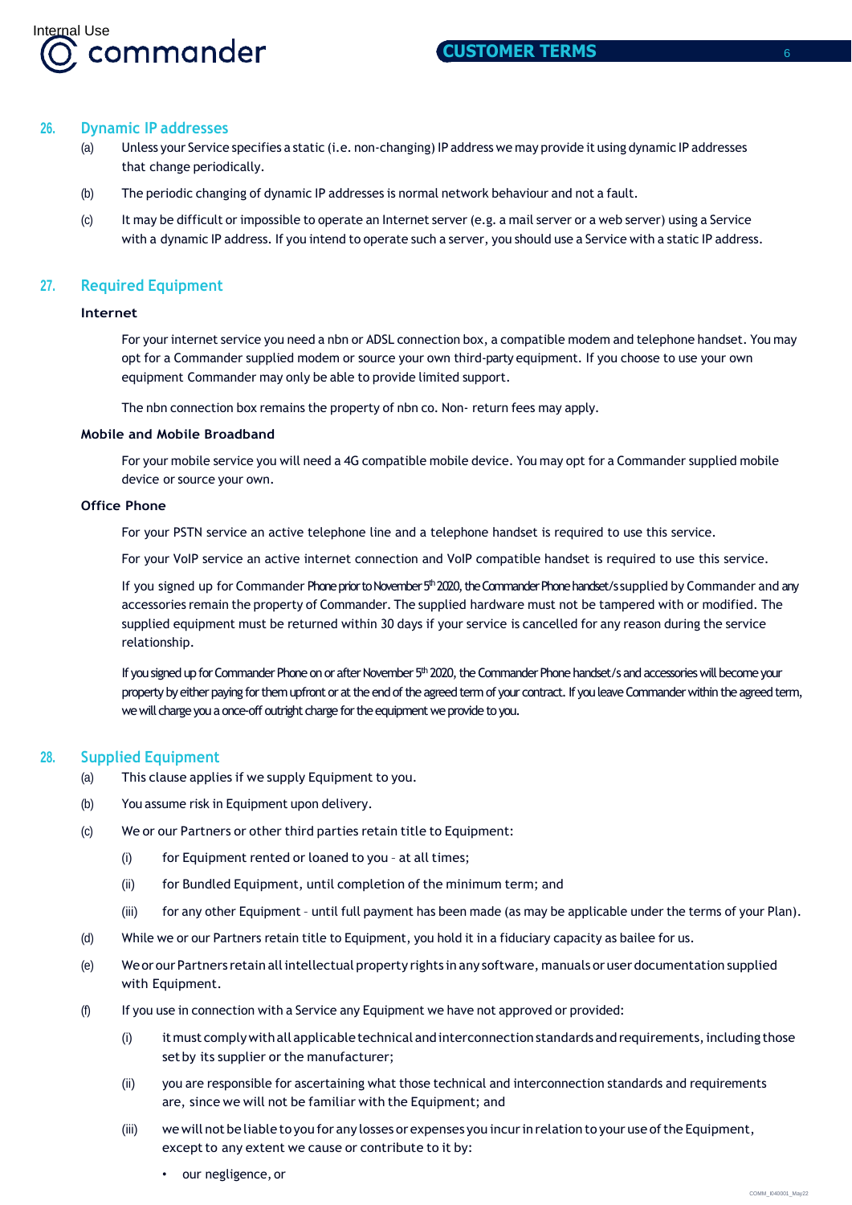## 26. Dynamic IP addresses

(a) Unless your Service specifies a static (i.e. non-changing) IP address we may provide it using dynamic IP addresses that change periodically.

(b) The periodic changing of dynamic IP addresses is normal network behaviour and not a fault.

(c) It may be difficult or impossible to operate an Internet server (e.g. a mail server or a web server) using a Service with a dynamic IP address. If you intend to operate such a server, you should use a Service with a static IP address.

## 27. Required Equipment

### Internet

For your internet service you need a nbn or ADSL connection box, a compatible modem and telephone handset. You may opt for a Commander supplied modem or source your own third-party equipment. If you choose to use your own equipment Commander may only be able to provide limited support.

The nbn connection box remains the property of nbn co. Non- return fees may apply.

### Mobile and Mobile Broadband

For your mobile service you will need a 4G compatible mobile device. You may opt for a Commander supplied mobile device or source your own.

### Office Phone

For your PSTN service an active telephone line and a telephone handset is required to use this service.

For your VoIP service an active internet connection and VoIP compatible handset is required to use this service.

If you signed up for Commander Phone prior to November 5th 2020, the Commander Phone handset/s supplied by Commander and any accessories remain the property of Commander. The supplied hardware must not be tampered with or modified. The supplied equipment must be returned within 30 days if your service is cancelled for any reason during the service relationship.

If you signed up for Commander Phone on or after November 5th 2020, the Commander Phone handset/s and accessories will become your property by either paying for them upfront or at the end of the agreed term of your contract. If you leave Commander within the agreed term, we will charge you a once-off outright charge for the equipment we provide to you.

## 28. Supplied Equipment

(a) This clause applies if we supply Equipment to you.

(b) You assume risk in Equipment upon delivery.

(c) We or our Partners or other third parties retain title to Equipment:

  (i) for Equipment rented or loaned to you – at all times;

  (ii) for Bundled Equipment, until completion of the minimum term; and

  (iii) for any other Equipment – until full payment has been made (as may be applicable under the terms of your Plan).

(d) While we or our Partners retain title to Equipment, you hold it in a fiduciary capacity as bailee for us.

(e) We or our Partners retain all intellectual property rights in any software, manuals or user documentation supplied with Equipment.

(f) If you use in connection with a Service any Equipment we have not approved or provided:

  (i) it must comply with all applicable technical and interconnection standards and requirements, including those set by its supplier or the manufacturer;

  (ii) you are responsible for ascertaining what those technical and interconnection standards and requirements are, since we will not be familiar with the Equipment; and

  (iii) we will not be liable to you for any losses or expenses you incur in relation to your use of the Equipment, except to any extent we cause or contribute to it by:

  - our negligence, or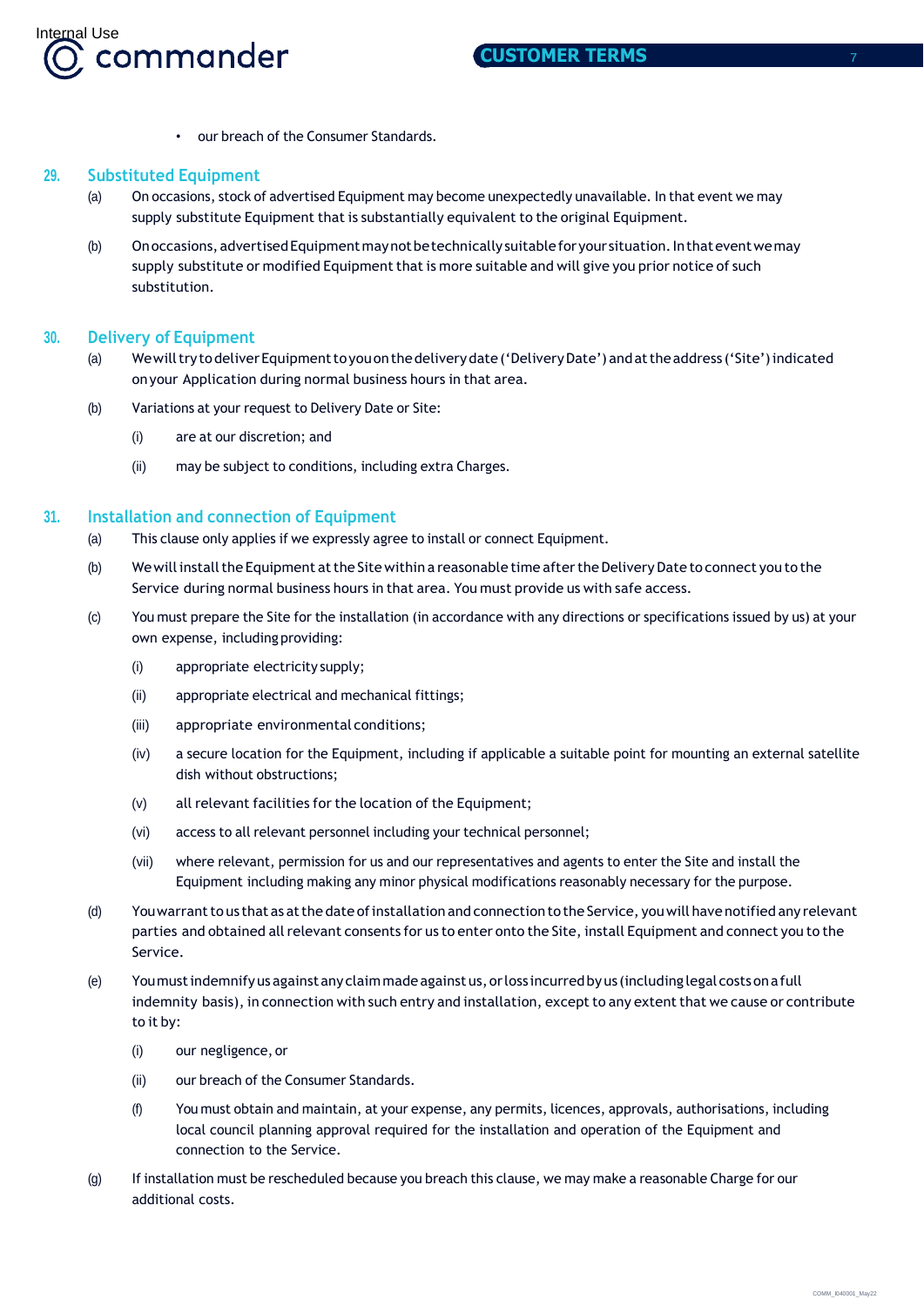- our breach of the Consumer Standards.

## 29. Substituted Equipment

(a) On occasions, stock of advertised Equipment may become unexpectedly unavailable. In that event we may supply substitute Equipment that is substantially equivalent to the original Equipment.

(b) On occasions, advertised Equipment may not be technically suitable for your situation. In that event we may supply substitute or modified Equipment that is more suitable and will give you prior notice of such substitution.

## 30. Delivery of Equipment

(a) We will try to deliver Equipment to you on the delivery date ('Delivery Date') and at the address ('Site') indicated on your Application during normal business hours in that area.

(b) Variations at your request to Delivery Date or Site:

(i) are at our discretion; and

(ii) may be subject to conditions, including extra Charges.

## 31. Installation and connection of Equipment

(a) This clause only applies if we expressly agree to install or connect Equipment.

(b) We will install the Equipment at the Site within a reasonable time after the Delivery Date to connect you to the Service during normal business hours in that area. You must provide us with safe access.

(c) You must prepare the Site for the installation (in accordance with any directions or specifications issued by us) at your own expense, including providing:

(i) appropriate electricity supply;

(ii) appropriate electrical and mechanical fittings;

(iii) appropriate environmental conditions;

(iv) a secure location for the Equipment, including if applicable a suitable point for mounting an external satellite dish without obstructions;

(v) all relevant facilities for the location of the Equipment;

(vi) access to all relevant personnel including your technical personnel;

(vii) where relevant, permission for us and our representatives and agents to enter the Site and install the Equipment including making any minor physical modifications reasonably necessary for the purpose.

(d) You warrant to us that as at the date of installation and connection to the Service, you will have notified any relevant parties and obtained all relevant consents for us to enter onto the Site, install Equipment and connect you to the Service.

(e) You must indemnify us against any claim made against us, or loss incurred by us (including legal costs on a full indemnity basis), in connection with such entry and installation, except to any extent that we cause or contribute to it by:

(i) our negligence, or

(ii) our breach of the Consumer Standards.

(f) You must obtain and maintain, at your expense, any permits, licences, approvals, authorisations, including local council planning approval required for the installation and operation of the Equipment and connection to the Service.

(g) If installation must be rescheduled because you breach this clause, we may make a reasonable Charge for our additional costs.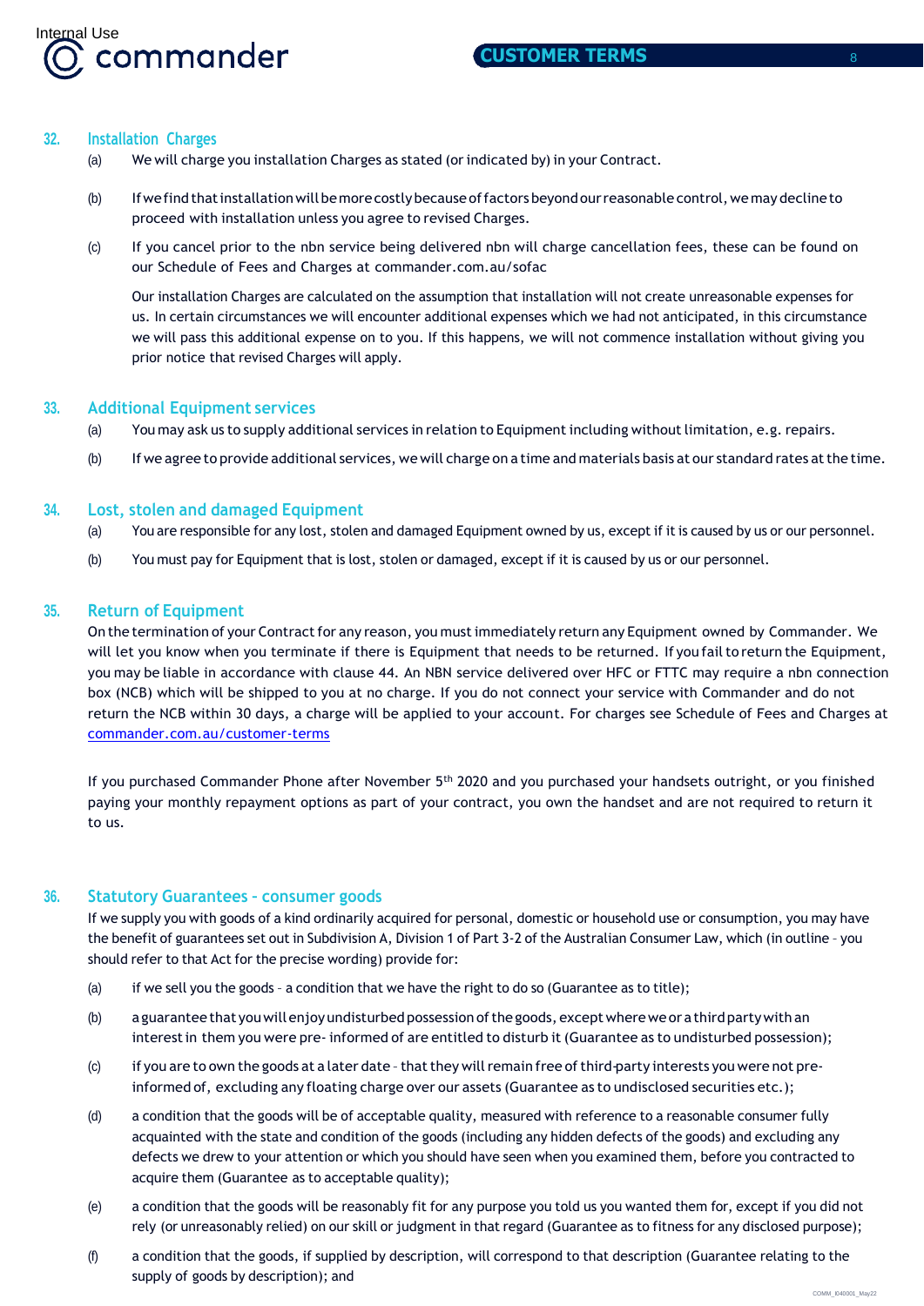## 32. Installation Charges

(a) We will charge you installation Charges as stated (or indicated by) in your Contract.

(b) If we find that installation will be more costly because of factors beyond our reasonable control, we may decline to proceed with installation unless you agree to revised Charges.

(c) If you cancel prior to the nbn service being delivered nbn will charge cancellation fees, these can be found on our Schedule of Fees and Charges at commander.com.au/sofac

Our installation Charges are calculated on the assumption that installation will not create unreasonable expenses for us. In certain circumstances we will encounter additional expenses which we had not anticipated, in this circumstance we will pass this additional expense on to you. If this happens, we will not commence installation without giving you prior notice that revised Charges will apply.

## 33. Additional Equipment services

(a) You may ask us to supply additional services in relation to Equipment including without limitation, e.g. repairs.

(b) If we agree to provide additional services, we will charge on a time and materials basis at our standard rates at the time.

## 34. Lost, stolen and damaged Equipment

(a) You are responsible for any lost, stolen and damaged Equipment owned by us, except if it is caused by us or our personnel.

(b) You must pay for Equipment that is lost, stolen or damaged, except if it is caused by us or our personnel.

## 35. Return of Equipment

On the termination of your Contract for any reason, you must immediately return any Equipment owned by Commander. We will let you know when you terminate if there is Equipment that needs to be returned. If you fail to return the Equipment, you may be liable in accordance with clause 44. An NBN service delivered over HFC or FTTC may require a nbn connection box (NCB) which will be shipped to you at no charge. If you do not connect your service with Commander and do not return the NCB within 30 days, a charge will be applied to your account. For charges see Schedule of Fees and Charges at commander.com.au/customer-terms

If you purchased Commander Phone after November 5th 2020 and you purchased your handsets outright, or you finished paying your monthly repayment options as part of your contract, you own the handset and are not required to return it to us.

## 36. Statutory Guarantees - consumer goods

If we supply you with goods of a kind ordinarily acquired for personal, domestic or household use or consumption, you may have the benefit of guarantees set out in Subdivision A, Division 1 of Part 3-2 of the Australian Consumer Law, which (in outline – you should refer to that Act for the precise wording) provide for:

(a) if we sell you the goods – a condition that we have the right to do so (Guarantee as to title);

(b) a guarantee that you will enjoy undisturbed possession of the goods, except where we or a third party with an interest in them you were pre- informed of are entitled to disturb it (Guarantee as to undisturbed possession);

(c) if you are to own the goods at a later date – that they will remain free of third-party interests you were not pre-informed of, excluding any floating charge over our assets (Guarantee as to undisclosed securities etc.);

(d) a condition that the goods will be of acceptable quality, measured with reference to a reasonable consumer fully acquainted with the state and condition of the goods (including any hidden defects of the goods) and excluding any defects we drew to your attention or which you should have seen when you examined them, before you contracted to acquire them (Guarantee as to acceptable quality);

(e) a condition that the goods will be reasonably fit for any purpose you told us you wanted them for, except if you did not rely (or unreasonably relied) on our skill or judgment in that regard (Guarantee as to fitness for any disclosed purpose);

(f) a condition that the goods, if supplied by description, will correspond to that description (Guarantee relating to the supply of goods by description); and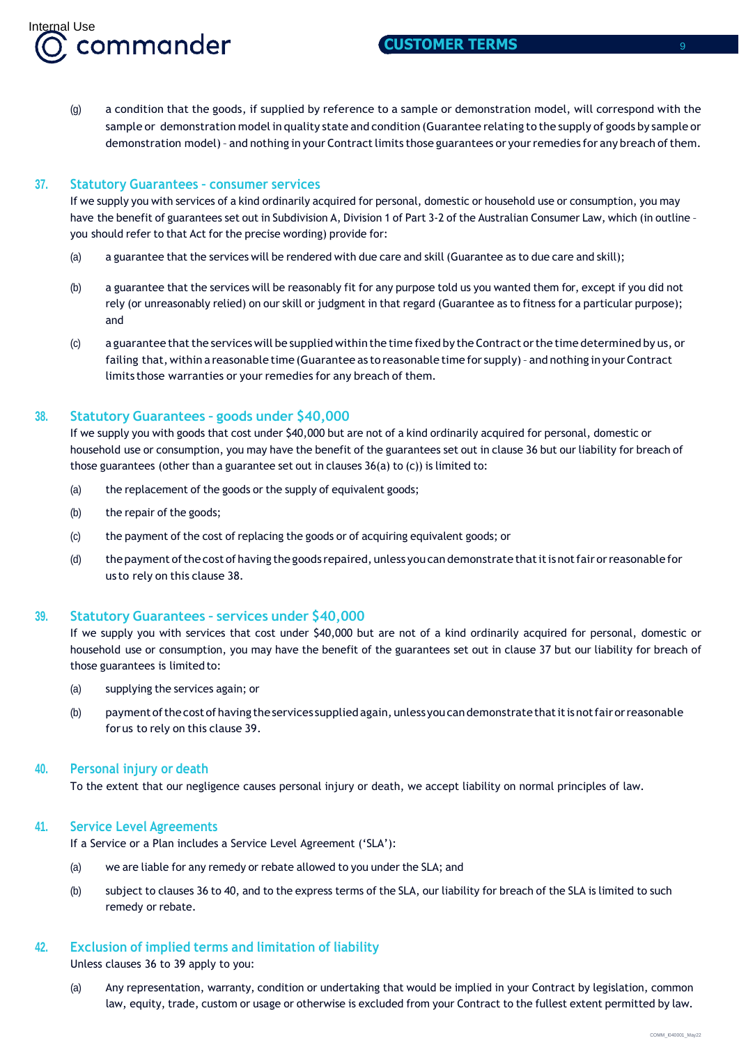(g) a condition that the goods, if supplied by reference to a sample or demonstration model, will correspond with the sample or demonstration model in quality state and condition (Guarantee relating to the supply of goods by sample or demonstration model) – and nothing in your Contract limits those guarantees or your remedies for any breach of them.

## 37. Statutory Guarantees – consumer services

If we supply you with services of a kind ordinarily acquired for personal, domestic or household use or consumption, you may have the benefit of guarantees set out in Subdivision A, Division 1 of Part 3-2 of the Australian Consumer Law, which (in outline – you should refer to that Act for the precise wording) provide for:

(a) a guarantee that the services will be rendered with due care and skill (Guarantee as to due care and skill);

(b) a guarantee that the services will be reasonably fit for any purpose told us you wanted them for, except if you did not rely (or unreasonably relied) on our skill or judgment in that regard (Guarantee as to fitness for a particular purpose); and

(c) a guarantee that the services will be supplied within the time fixed by the Contract or the time determined by us, or failing that, within a reasonable time (Guarantee as to reasonable time for supply) – and nothing in your Contract limits those warranties or your remedies for any breach of them.

## 38. Statutory Guarantees – goods under $40,000

If we supply you with goods that cost under $40,000 but are not of a kind ordinarily acquired for personal, domestic or household use or consumption, you may have the benefit of the guarantees set out in clause 36 but our liability for breach of those guarantees (other than a guarantee set out in clauses 36(a) to (c)) is limited to:

(a) the replacement of the goods or the supply of equivalent goods;

(b) the repair of the goods;

(c) the payment of the cost of replacing the goods or of acquiring equivalent goods; or

(d) the payment of the cost of having the goods repaired, unless you can demonstrate that it is not fair or reasonable for us to rely on this clause 38.

## 39. Statutory Guarantees – services under $40,000

If we supply you with services that cost under $40,000 but are not of a kind ordinarily acquired for personal, domestic or household use or consumption, you may have the benefit of the guarantees set out in clause 37 but our liability for breach of those guarantees is limited to:

(a) supplying the services again; or

(b) payment of the cost of having the services supplied again, unless you can demonstrate that it is not fair or reasonable for us to rely on this clause 39.

## 40. Personal injury or death

To the extent that our negligence causes personal injury or death, we accept liability on normal principles of law.

## 41. Service Level Agreements

If a Service or a Plan includes a Service Level Agreement ('SLA'):

(a) we are liable for any remedy or rebate allowed to you under the SLA; and

(b) subject to clauses 36 to 40, and to the express terms of the SLA, our liability for breach of the SLA is limited to such remedy or rebate.

## 42. Exclusion of implied terms and limitation of liability

Unless clauses 36 to 39 apply to you:

(a) Any representation, warranty, condition or undertaking that would be implied in your Contract by legislation, common law, equity, trade, custom or usage or otherwise is excluded from your Contract to the fullest extent permitted by law.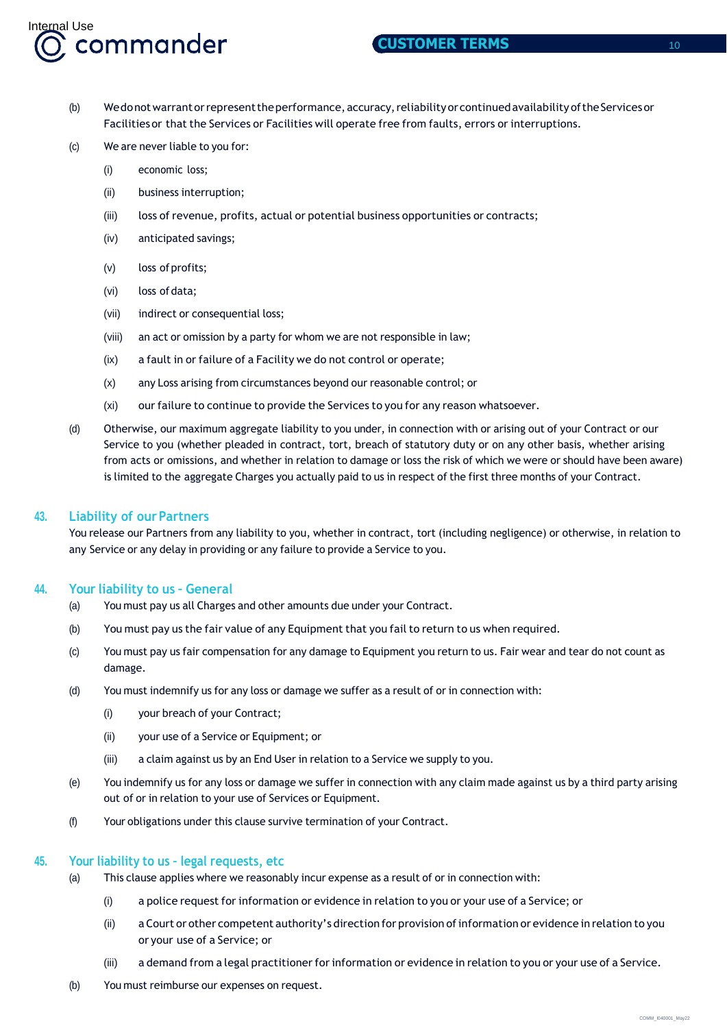(b) We do not warrant or represent the performance, accuracy, reliability or continued availability of the Services or Facilities or that the Services or Facilities will operate free from faults, errors or interruptions.

(c) We are never liable to you for:

   (i) economic loss;

   (ii) business interruption;

   (iii) loss of revenue, profits, actual or potential business opportunities or contracts;

   (iv) anticipated savings;

   (v) loss of profits;

   (vi) loss of data;

   (vii) indirect or consequential loss;

   (viii) an act or omission by a party for whom we are not responsible in law;

   (ix) a fault in or failure of a Facility we do not control or operate;

   (x) any Loss arising from circumstances beyond our reasonable control; or

   (xi) our failure to continue to provide the Services to you for any reason whatsoever.

(d) Otherwise, our maximum aggregate liability to you under, in connection with or arising out of your Contract or our Service to you (whether pleaded in contract, tort, breach of statutory duty or on any other basis, whether arising from acts or omissions, and whether in relation to damage or loss the risk of which we were or should have been aware) is limited to the aggregate Charges you actually paid to us in respect of the first three months of your Contract.

## 43. Liability of our Partners

You release our Partners from any liability to you, whether in contract, tort (including negligence) or otherwise, in relation to any Service or any delay in providing or any failure to provide a Service to you.

## 44. Your liability to us - General

(a) You must pay us all Charges and other amounts due under your Contract.

(b) You must pay us the fair value of any Equipment that you fail to return to us when required.

(c) You must pay us fair compensation for any damage to Equipment you return to us. Fair wear and tear do not count as damage.

(d) You must indemnify us for any loss or damage we suffer as a result of or in connection with:

   (i) your breach of your Contract;

   (ii) your use of a Service or Equipment; or

   (iii) a claim against us by an End User in relation to a Service we supply to you.

(e) You indemnify us for any loss or damage we suffer in connection with any claim made against us by a third party arising out of or in relation to your use of Services or Equipment.

(f) Your obligations under this clause survive termination of your Contract.

## 45. Your liability to us - legal requests, etc

(a) This clause applies where we reasonably incur expense as a result of or in connection with:

   (i) a police request for information or evidence in relation to you or your use of a Service; or

   (ii) a Court or other competent authority's direction for provision of information or evidence in relation to you or your use of a Service; or

   (iii) a demand from a legal practitioner for information or evidence in relation to you or your use of a Service.

(b) You must reimburse our expenses on request.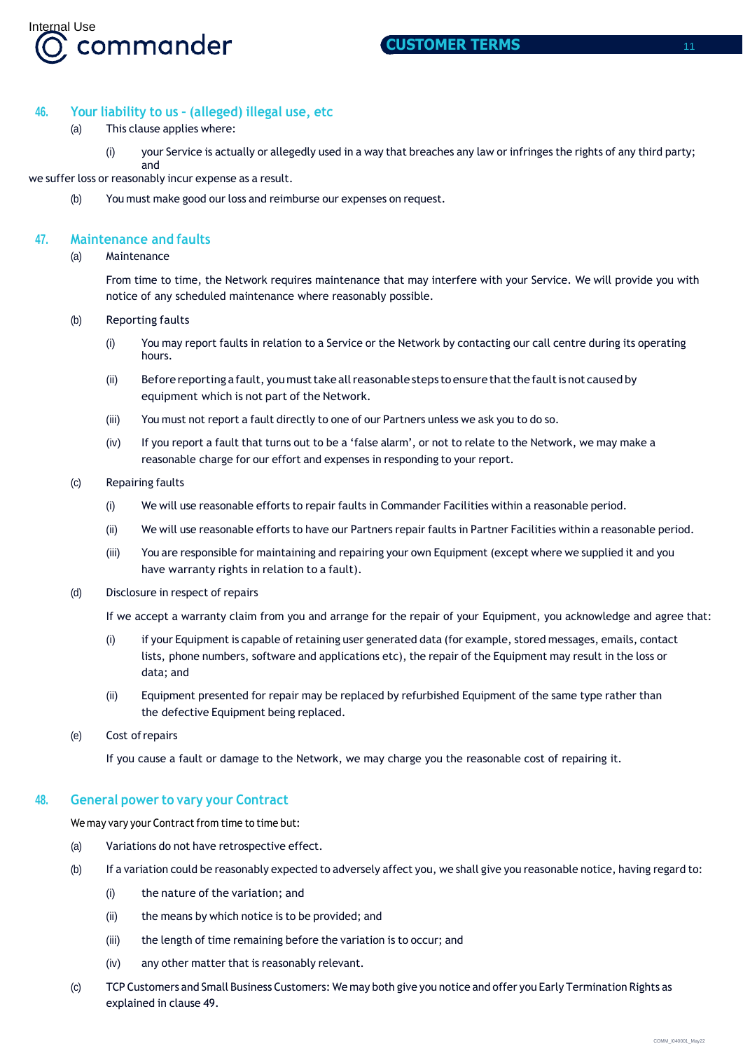## 46. Your liability to us - (alleged) illegal use, etc

(a) This clause applies where:

(i) your Service is actually or allegedly used in a way that breaches any law or infringes the rights of any third party; and

we suffer loss or reasonably incur expense as a result.

(b) You must make good our loss and reimburse our expenses on request.

## 47. Maintenance and faults

(a) Maintenance

From time to time, the Network requires maintenance that may interfere with your Service. We will provide you with notice of any scheduled maintenance where reasonably possible.

(b) Reporting faults

(i) You may report faults in relation to a Service or the Network by contacting our call centre during its operating hours.

(ii) Before reporting a fault, you must take all reasonable steps to ensure that the fault is not caused by equipment which is not part of the Network.

(iii) You must not report a fault directly to one of our Partners unless we ask you to do so.

(iv) If you report a fault that turns out to be a 'false alarm', or not to relate to the Network, we may make a reasonable charge for our effort and expenses in responding to your report.

(c) Repairing faults

(i) We will use reasonable efforts to repair faults in Commander Facilities within a reasonable period.

(ii) We will use reasonable efforts to have our Partners repair faults in Partner Facilities within a reasonable period.

(iii) You are responsible for maintaining and repairing your own Equipment (except where we supplied it and you have warranty rights in relation to a fault).

(d) Disclosure in respect of repairs

If we accept a warranty claim from you and arrange for the repair of your Equipment, you acknowledge and agree that:

(i) if your Equipment is capable of retaining user generated data (for example, stored messages, emails, contact lists, phone numbers, software and applications etc), the repair of the Equipment may result in the loss or data; and

(ii) Equipment presented for repair may be replaced by refurbished Equipment of the same type rather than the defective Equipment being replaced.

(e) Cost of repairs

If you cause a fault or damage to the Network, we may charge you the reasonable cost of repairing it.

## 48. General power to vary your Contract

We may vary your Contract from time to time but:

(a) Variations do not have retrospective effect.

(b) If a variation could be reasonably expected to adversely affect you, we shall give you reasonable notice, having regard to:

(i) the nature of the variation; and

(ii) the means by which notice is to be provided; and

(iii) the length of time remaining before the variation is to occur; and

(iv) any other matter that is reasonably relevant.

(c) TCP Customers and Small Business Customers: We may both give you notice and offer you Early Termination Rights as explained in clause 49.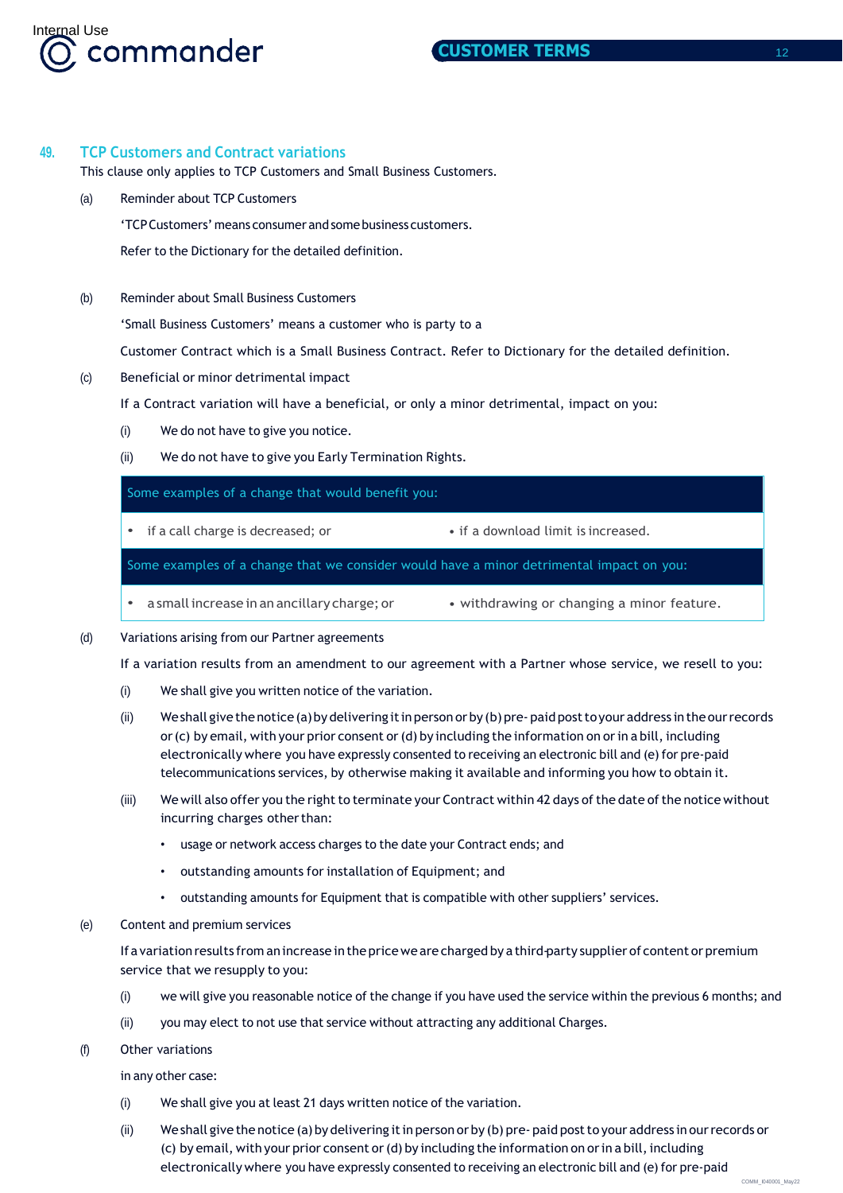## 49. TCP Customers and Contract variations

This clause only applies to TCP Customers and Small Business Customers.

(a) Reminder about TCP Customers

'TCP Customers' means consumer and some business customers.

Refer to the Dictionary for the detailed definition.

(b) Reminder about Small Business Customers

'Small Business Customers' means a customer who is party to a

Customer Contract which is a Small Business Contract. Refer to Dictionary for the detailed definition.

(c) Beneficial or minor detrimental impact

If a Contract variation will have a beneficial, or only a minor detrimental, impact on you:

(i) We do not have to give you notice.

(ii) We do not have to give you Early Termination Rights.

| Some examples of a change that would benefit you: | |
|---|---|
| • if a call charge is decreased; or | • if a download limit is increased. |
| **Some examples of a change that we consider would have a minor detrimental impact on you:** | |
| • a small increase in an ancillary charge; or | • withdrawing or changing a minor feature. |

(d) Variations arising from our Partner agreements

If a variation results from an amendment to our agreement with a Partner whose service, we resell to you:

(i) We shall give you written notice of the variation.

(ii) We shall give the notice (a) by delivering it in person or by (b) pre- paid post to your address in the our records or (c) by email, with your prior consent or (d) by including the information on or in a bill, including electronically where you have expressly consented to receiving an electronic bill and (e) for pre-paid telecommunications services, by otherwise making it available and informing you how to obtain it.

(iii) We will also offer you the right to terminate your Contract within 42 days of the date of the notice without incurring charges other than:

- usage or network access charges to the date your Contract ends; and
- outstanding amounts for installation of Equipment; and
- outstanding amounts for Equipment that is compatible with other suppliers' services.

(e) Content and premium services

If a variation results from an increase in the price we are charged by a third-party supplier of content or premium service that we resupply to you:

(i) we will give you reasonable notice of the change if you have used the service within the previous 6 months; and

(ii) you may elect to not use that service without attracting any additional Charges.

(f) Other variations

in any other case:

(i) We shall give you at least 21 days written notice of the variation.

(ii) We shall give the notice (a) by delivering it in person or by (b) pre- paid post to your address in our records or (c) by email, with your prior consent or (d) by including the information on or in a bill, including electronically where you have expressly consented to receiving an electronic bill and (e) for pre-paid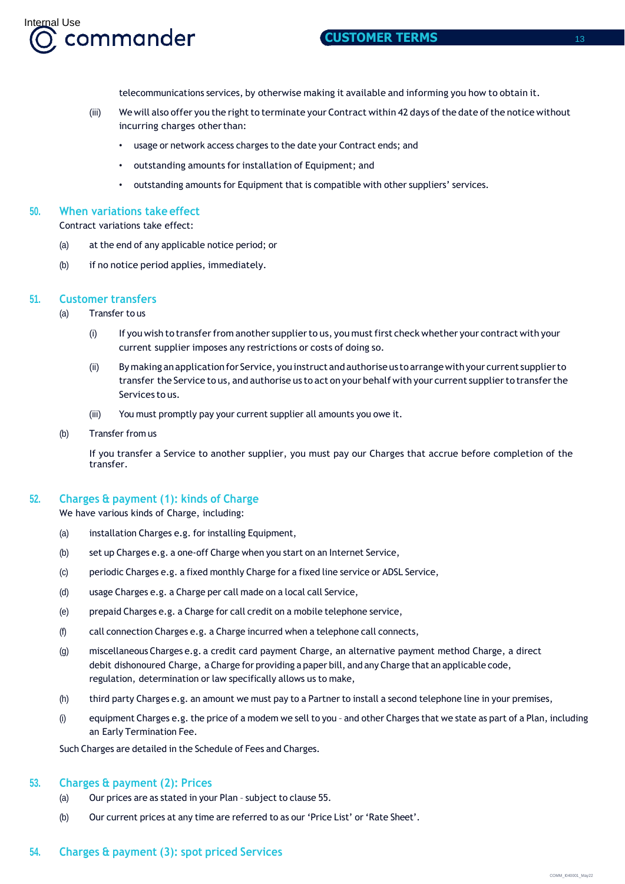telecommunications services, by otherwise making it available and informing you how to obtain it.

(iii) We will also offer you the right to terminate your Contract within 42 days of the date of the notice without incurring charges other than:

- usage or network access charges to the date your Contract ends; and
- outstanding amounts for installation of Equipment; and
- outstanding amounts for Equipment that is compatible with other suppliers' services.

## 50. When variations take effect

Contract variations take effect:

(a) at the end of any applicable notice period; or

(b) if no notice period applies, immediately.

## 51. Customer transfers

(a) Transfer to us

(i) If you wish to transfer from another supplier to us, you must first check whether your contract with your current supplier imposes any restrictions or costs of doing so.

(ii) By making an application for Service, you instruct and authorise us to arrange with your current supplier to transfer the Service to us, and authorise us to act on your behalf with your current supplier to transfer the Services to us.

(iii) You must promptly pay your current supplier all amounts you owe it.

(b) Transfer from us

If you transfer a Service to another supplier, you must pay our Charges that accrue before completion of the transfer.

## 52. Charges & payment (1): kinds of Charge

We have various kinds of Charge, including:

(a) installation Charges e.g. for installing Equipment,

(b) set up Charges e.g. a one-off Charge when you start on an Internet Service,

(c) periodic Charges e.g. a fixed monthly Charge for a fixed line service or ADSL Service,

(d) usage Charges e.g. a Charge per call made on a local call Service,

(e) prepaid Charges e.g. a Charge for call credit on a mobile telephone service,

(f) call connection Charges e.g. a Charge incurred when a telephone call connects,

(g) miscellaneous Charges e.g. a credit card payment Charge, an alternative payment method Charge, a direct debit dishonoured Charge, a Charge for providing a paper bill, and any Charge that an applicable code, regulation, determination or law specifically allows us to make,

(h) third party Charges e.g. an amount we must pay to a Partner to install a second telephone line in your premises,

(i) equipment Charges e.g. the price of a modem we sell to you - and other Charges that we state as part of a Plan, including an Early Termination Fee.

Such Charges are detailed in the Schedule of Fees and Charges.

## 53. Charges & payment (2): Prices

(a) Our prices are as stated in your Plan - subject to clause 55.

(b) Our current prices at any time are referred to as our 'Price List' or 'Rate Sheet'.

## 54. Charges & payment (3): spot priced Services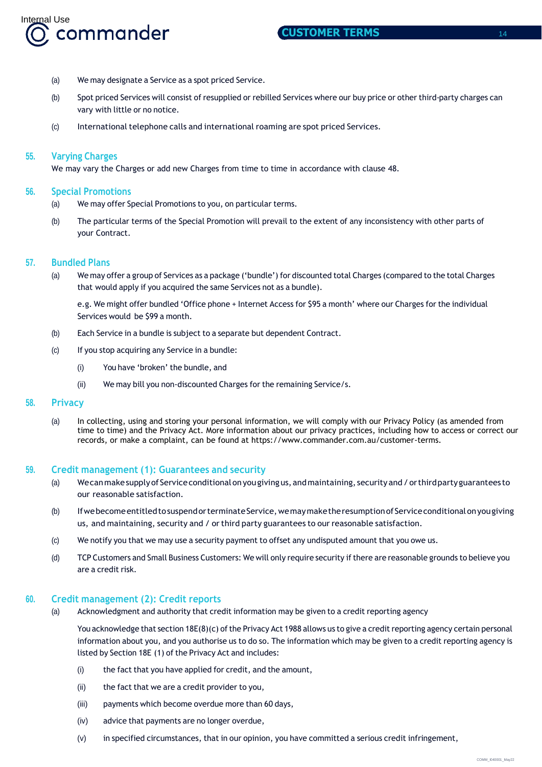(a) We may designate a Service as a spot priced Service.

(b) Spot priced Services will consist of resupplied or rebilled Services where our buy price or other third-party charges can vary with little or no notice.

(c) International telephone calls and international roaming are spot priced Services.

## 55. Varying Charges

We may vary the Charges or add new Charges from time to time in accordance with clause 48.

## 56. Special Promotions

(a) We may offer Special Promotions to you, on particular terms.

(b) The particular terms of the Special Promotion will prevail to the extent of any inconsistency with other parts of your Contract.

## 57. Bundled Plans

(a) We may offer a group of Services as a package ('bundle') for discounted total Charges (compared to the total Charges that would apply if you acquired the same Services not as a bundle).

e.g. We might offer bundled 'Office phone + Internet Access for $95 a month' where our Charges for the individual Services would be $99 a month.

(b) Each Service in a bundle is subject to a separate but dependent Contract.

(c) If you stop acquiring any Service in a bundle:

(i) You have 'broken' the bundle, and

(ii) We may bill you non-discounted Charges for the remaining Service/s.

## 58. Privacy

(a) In collecting, using and storing your personal information, we will comply with our Privacy Policy (as amended from time to time) and the Privacy Act. More information about our privacy practices, including how to access or correct our records, or make a complaint, can be found at https://www.commander.com.au/customer-terms.

## 59. Credit management (1): Guarantees and security

(a) We can make supply of Service conditional on you giving us, and maintaining, security and / or third party guarantees to our reasonable satisfaction.

(b) If we become entitled to suspend or terminate Service, we may make the resumption of Service conditional on you giving us, and maintaining, security and / or third party guarantees to our reasonable satisfaction.

(c) We notify you that we may use a security payment to offset any undisputed amount that you owe us.

(d) TCP Customers and Small Business Customers: We will only require security if there are reasonable grounds to believe you are a credit risk.

## 60. Credit management (2): Credit reports

(a) Acknowledgment and authority that credit information may be given to a credit reporting agency

You acknowledge that section 18E(8)(c) of the Privacy Act 1988 allows us to give a credit reporting agency certain personal information about you, and you authorise us to do so. The information which may be given to a credit reporting agency is listed by Section 18E (1) of the Privacy Act and includes:

(i) the fact that you have applied for credit, and the amount,

(ii) the fact that we are a credit provider to you,

(iii) payments which become overdue more than 60 days,

(iv) advice that payments are no longer overdue,

(v) in specified circumstances, that in our opinion, you have committed a serious credit infringement,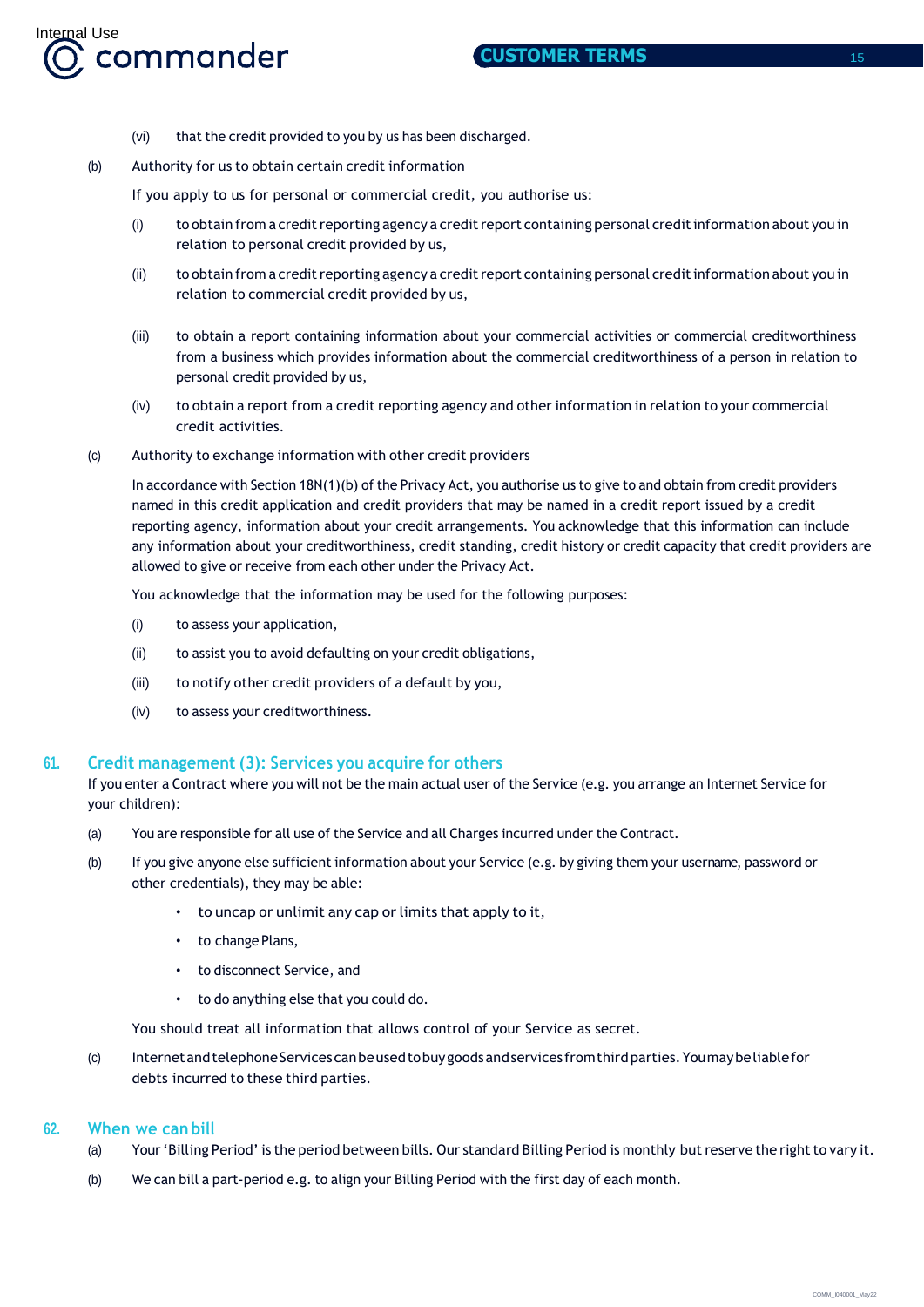(vi) that the credit provided to you by us has been discharged.

(b) Authority for us to obtain certain credit information

If you apply to us for personal or commercial credit, you authorise us:

(i) to obtain from a credit reporting agency a credit report containing personal credit information about you in relation to personal credit provided by us,

(ii) to obtain from a credit reporting agency a credit report containing personal credit information about you in relation to commercial credit provided by us,

(iii) to obtain a report containing information about your commercial activities or commercial creditworthiness from a business which provides information about the commercial creditworthiness of a person in relation to personal credit provided by us,

(iv) to obtain a report from a credit reporting agency and other information in relation to your commercial credit activities.

(c) Authority to exchange information with other credit providers

In accordance with Section 18N(1)(b) of the Privacy Act, you authorise us to give to and obtain from credit providers named in this credit application and credit providers that may be named in a credit report issued by a credit reporting agency, information about your credit arrangements. You acknowledge that this information can include any information about your creditworthiness, credit standing, credit history or credit capacity that credit providers are allowed to give or receive from each other under the Privacy Act.

You acknowledge that the information may be used for the following purposes:

(i) to assess your application,

(ii) to assist you to avoid defaulting on your credit obligations,

(iii) to notify other credit providers of a default by you,

(iv) to assess your creditworthiness.

## 61. Credit management (3): Services you acquire for others

If you enter a Contract where you will not be the main actual user of the Service (e.g. you arrange an Internet Service for your children):

(a) You are responsible for all use of the Service and all Charges incurred under the Contract.

(b) If you give anyone else sufficient information about your Service (e.g. by giving them your username, password or other credentials), they may be able:

- to uncap or unlimit any cap or limits that apply to it,
- to change Plans,
- to disconnect Service, and
- to do anything else that you could do.

You should treat all information that allows control of your Service as secret.

(c) Internet and telephone Services can be used to buy goods and services from third parties. You may be liable for debts incurred to these third parties.

## 62. When we can bill

(a) Your 'Billing Period' is the period between bills. Our standard Billing Period is monthly but reserve the right to vary it.

(b) We can bill a part-period e.g. to align your Billing Period with the first day of each month.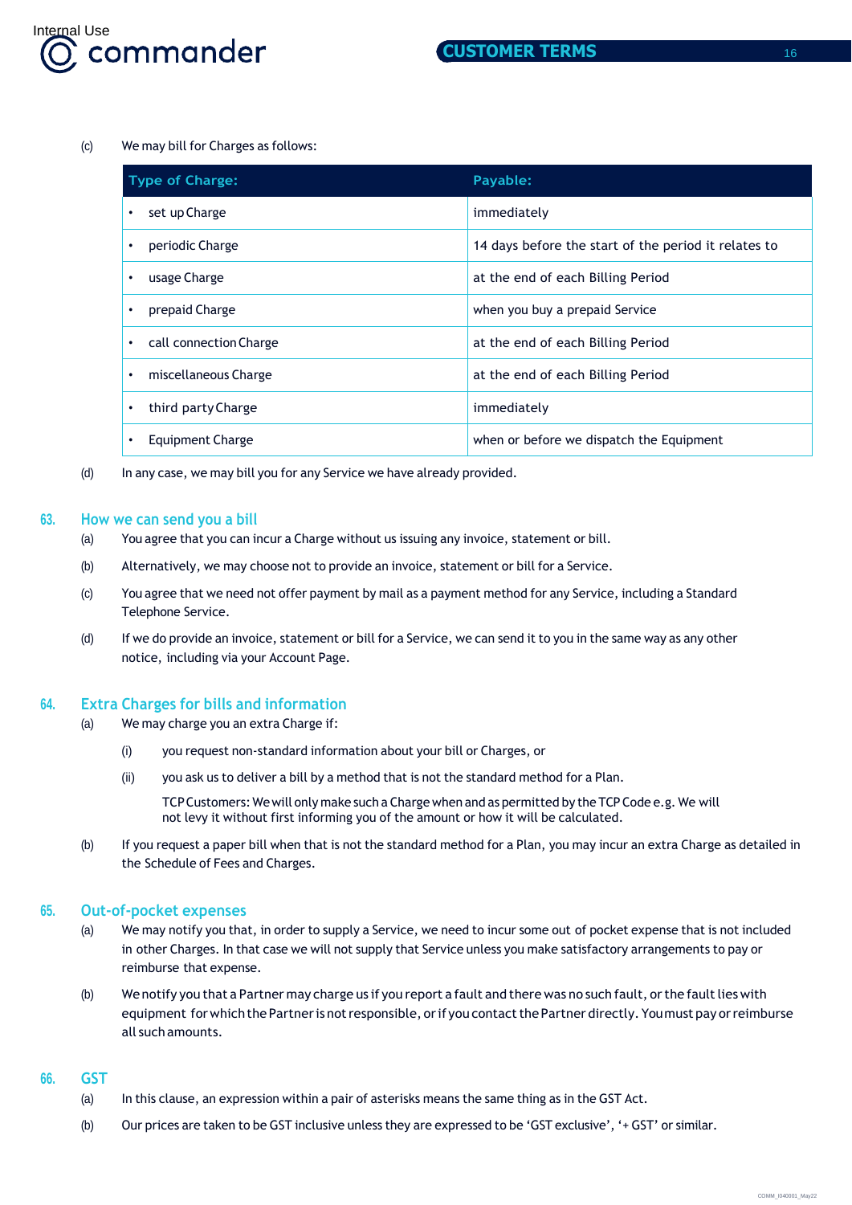(c) We may bill for Charges as follows:

| Type of Charge: | Payable: |
|---|---|
| • set up Charge | immediately |
| • periodic Charge | 14 days before the start of the period it relates to |
| • usage Charge | at the end of each Billing Period |
| • prepaid Charge | when you buy a prepaid Service |
| • call connection Charge | at the end of each Billing Period |
| • miscellaneous Charge | at the end of each Billing Period |
| • third party Charge | immediately |
| • Equipment Charge | when or before we dispatch the Equipment |

(d) In any case, we may bill you for any Service we have already provided.

## 63. How we can send you a bill

(a) You agree that you can incur a Charge without us issuing any invoice, statement or bill.

(b) Alternatively, we may choose not to provide an invoice, statement or bill for a Service.

(c) You agree that we need not offer payment by mail as a payment method for any Service, including a Standard Telephone Service.

(d) If we do provide an invoice, statement or bill for a Service, we can send it to you in the same way as any other notice, including via your Account Page.

## 64. Extra Charges for bills and information

(a) We may charge you an extra Charge if:

(i) you request non-standard information about your bill or Charges, or

(ii) you ask us to deliver a bill by a method that is not the standard method for a Plan.

TCP Customers: We will only make such a Charge when and as permitted by the TCP Code e.g. We will not levy it without first informing you of the amount or how it will be calculated.

(b) If you request a paper bill when that is not the standard method for a Plan, you may incur an extra Charge as detailed in the Schedule of Fees and Charges.

## 65. Out-of-pocket expenses

(a) We may notify you that, in order to supply a Service, we need to incur some out of pocket expense that is not included in other Charges. In that case we will not supply that Service unless you make satisfactory arrangements to pay or reimburse that expense.

(b) We notify you that a Partner may charge us if you report a fault and there was no such fault, or the fault lies with equipment for which the Partner is not responsible, or if you contact the Partner directly. You must pay or reimburse all such amounts.

## 66. GST

(a) In this clause, an expression within a pair of asterisks means the same thing as in the GST Act.

(b) Our prices are taken to be GST inclusive unless they are expressed to be 'GST exclusive', '+ GST' or similar.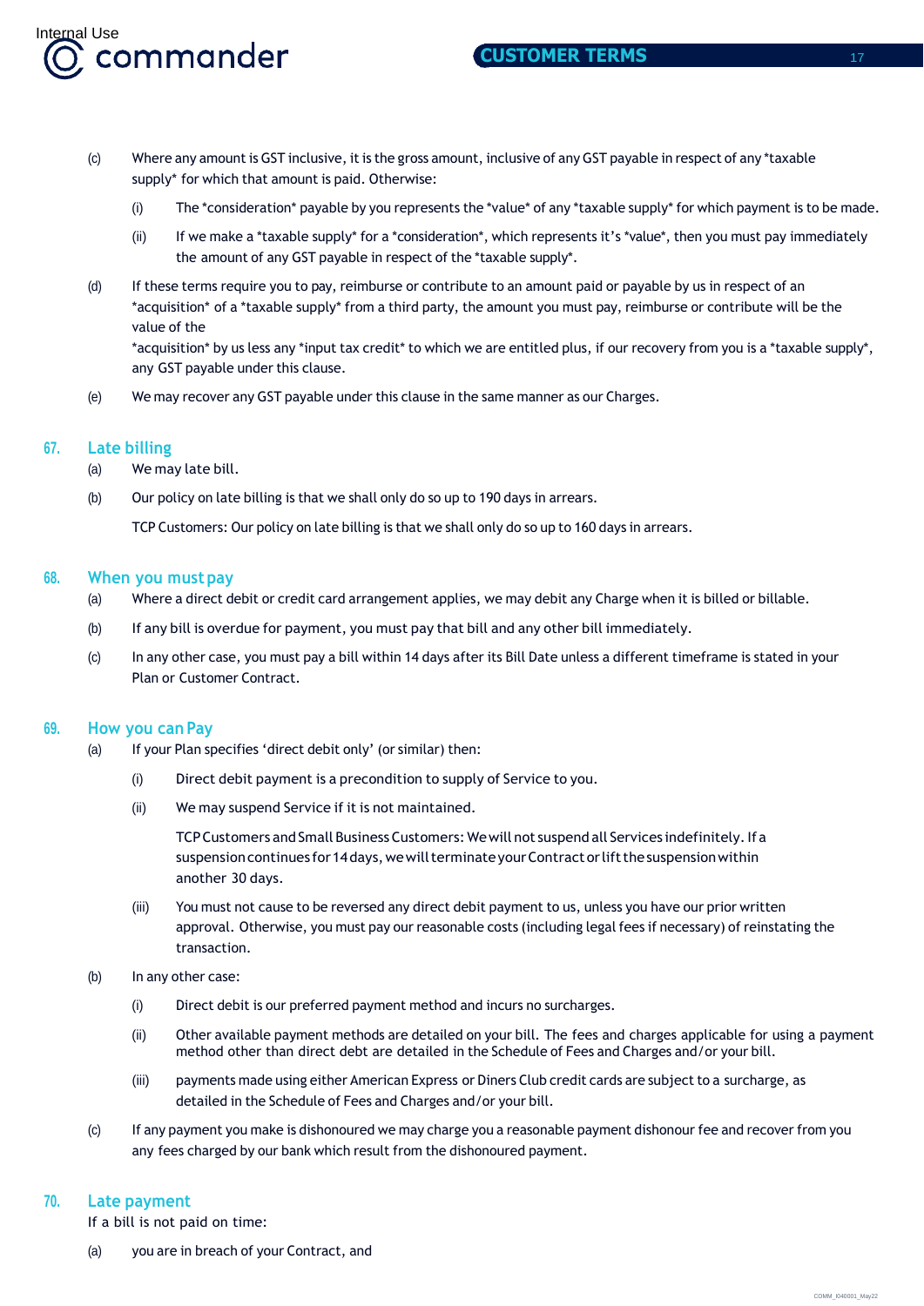(c) Where any amount is GST inclusive, it is the gross amount, inclusive of any GST payable in respect of any *taxable supply* for which that amount is paid. Otherwise:

(i) The *consideration* payable by you represents the *value* of any *taxable supply* for which payment is to be made.

(ii) If we make a *taxable supply* for a *consideration*, which represents it's *value*, then you must pay immediately the amount of any GST payable in respect of the *taxable supply*.

(d) If these terms require you to pay, reimburse or contribute to an amount paid or payable by us in respect of an *acquisition* of a *taxable supply* from a third party, the amount you must pay, reimburse or contribute will be the value of the *acquisition* by us less any *input tax credit* to which we are entitled plus, if our recovery from you is a *taxable supply*, any GST payable under this clause.

(e) We may recover any GST payable under this clause in the same manner as our Charges.

## 67. Late billing

(a) We may late bill.

(b) Our policy on late billing is that we shall only do so up to 190 days in arrears.

TCP Customers: Our policy on late billing is that we shall only do so up to 160 days in arrears.

## 68. When you must pay

(a) Where a direct debit or credit card arrangement applies, we may debit any Charge when it is billed or billable.

(b) If any bill is overdue for payment, you must pay that bill and any other bill immediately.

(c) In any other case, you must pay a bill within 14 days after its Bill Date unless a different timeframe is stated in your Plan or Customer Contract.

## 69. How you can Pay

(a) If your Plan specifies 'direct debit only' (or similar) then:

(i) Direct debit payment is a precondition to supply of Service to you.

(ii) We may suspend Service if it is not maintained.

TCP Customers and Small Business Customers: We will not suspend all Services indefinitely. If a suspension continues for 14 days, we will terminate your Contract or lift the suspension within another 30 days.

(iii) You must not cause to be reversed any direct debit payment to us, unless you have our prior written approval. Otherwise, you must pay our reasonable costs (including legal fees if necessary) of reinstating the transaction.

(b) In any other case:

(i) Direct debit is our preferred payment method and incurs no surcharges.

(ii) Other available payment methods are detailed on your bill. The fees and charges applicable for using a payment method other than direct debt are detailed in the Schedule of Fees and Charges and/or your bill.

(iii) payments made using either American Express or Diners Club credit cards are subject to a surcharge, as detailed in the Schedule of Fees and Charges and/or your bill.

(c) If any payment you make is dishonoured we may charge you a reasonable payment dishonour fee and recover from you any fees charged by our bank which result from the dishonoured payment.

## 70. Late payment

If a bill is not paid on time:

(a) you are in breach of your Contract, and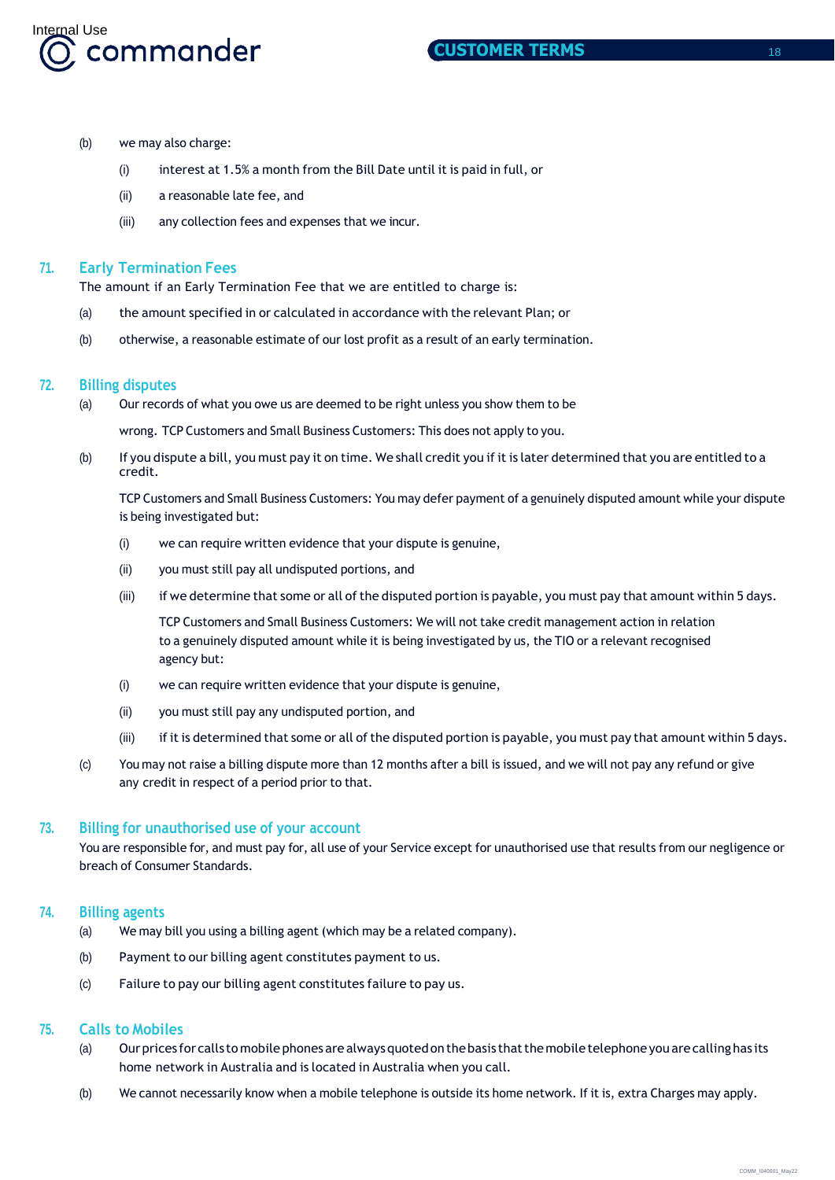(b) we may also charge:

(i) interest at 1.5% a month from the Bill Date until it is paid in full, or

(ii) a reasonable late fee, and

(iii) any collection fees and expenses that we incur.

## 71. Early Termination Fees

The amount if an Early Termination Fee that we are entitled to charge is:

(a) the amount specified in or calculated in accordance with the relevant Plan; or

(b) otherwise, a reasonable estimate of our lost profit as a result of an early termination.

## 72. Billing disputes

(a) Our records of what you owe us are deemed to be right unless you show them to be wrong. TCP Customers and Small Business Customers: This does not apply to you.

(b) If you dispute a bill, you must pay it on time. We shall credit you if it is later determined that you are entitled to a credit.

TCP Customers and Small Business Customers: You may defer payment of a genuinely disputed amount while your dispute is being investigated but:

(i) we can require written evidence that your dispute is genuine,

(ii) you must still pay all undisputed portions, and

(iii) if we determine that some or all of the disputed portion is payable, you must pay that amount within 5 days.

TCP Customers and Small Business Customers: We will not take credit management action in relation to a genuinely disputed amount while it is being investigated by us, the TIO or a relevant recognised agency but:

(i) we can require written evidence that your dispute is genuine,

(ii) you must still pay any undisputed portion, and

(iii) if it is determined that some or all of the disputed portion is payable, you must pay that amount within 5 days.

(c) You may not raise a billing dispute more than 12 months after a bill is issued, and we will not pay any refund or give any credit in respect of a period prior to that.

## 73. Billing for unauthorised use of your account

You are responsible for, and must pay for, all use of your Service except for unauthorised use that results from our negligence or breach of Consumer Standards.

## 74. Billing agents

(a) We may bill you using a billing agent (which may be a related company).

(b) Payment to our billing agent constitutes payment to us.

(c) Failure to pay our billing agent constitutes failure to pay us.

## 75. Calls to Mobiles

(a) Our prices for calls to mobile phones are always quoted on the basis that the mobile telephone you are calling has its home network in Australia and is located in Australia when you call.

(b) We cannot necessarily know when a mobile telephone is outside its home network. If it is, extra Charges may apply.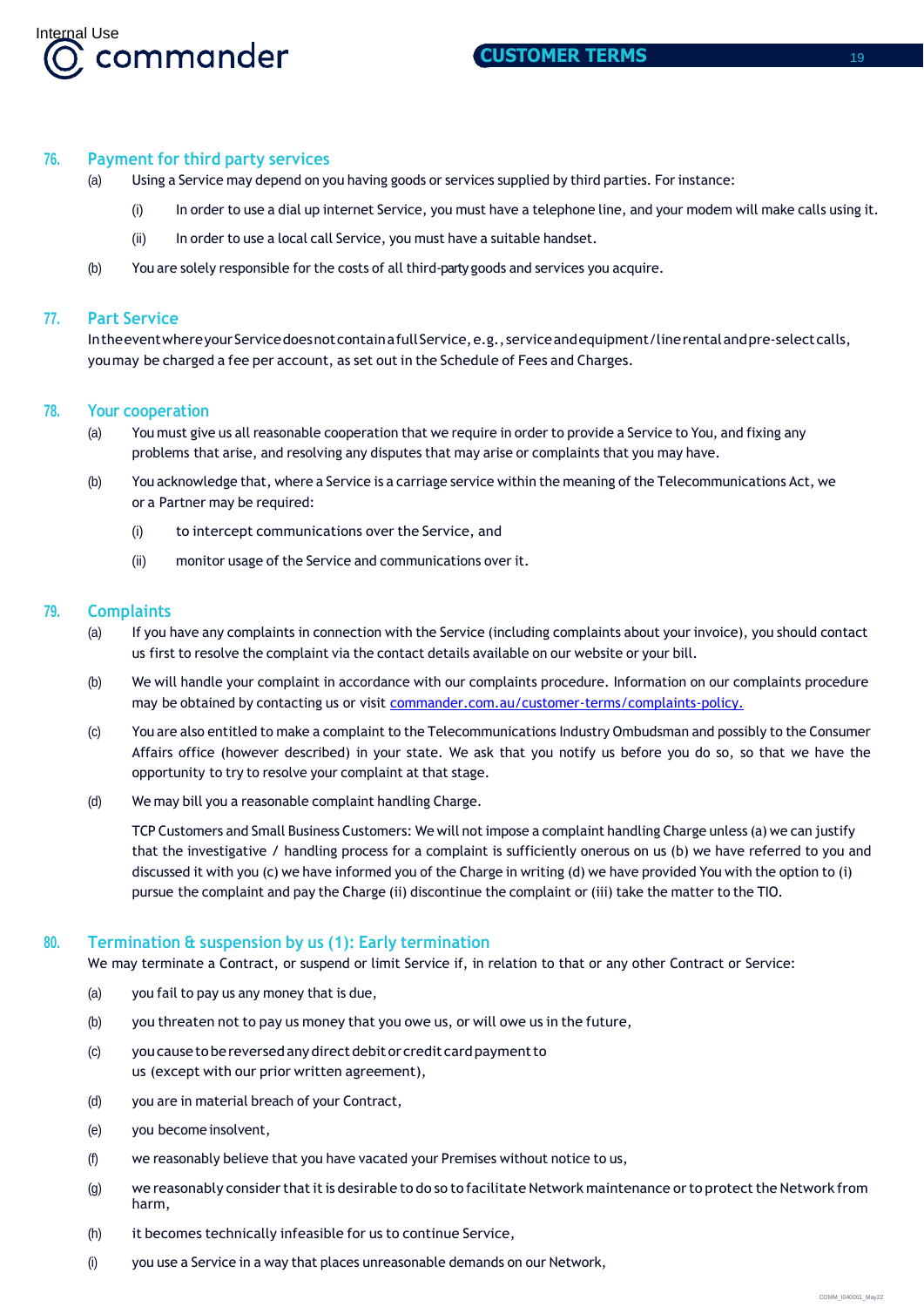## 76. Payment for third party services

(a) Using a Service may depend on you having goods or services supplied by third parties. For instance:

(i) In order to use a dial up internet Service, you must have a telephone line, and your modem will make calls using it.

(ii) In order to use a local call Service, you must have a suitable handset.

(b) You are solely responsible for the costs of all third-party goods and services you acquire.

## 77. Part Service

In the event where your Service does not contain a full Service, e.g., service and equipment/line rental and pre-select calls, you may be charged a fee per account, as set out in the Schedule of Fees and Charges.

## 78. Your cooperation

(a) You must give us all reasonable cooperation that we require in order to provide a Service to You, and fixing any problems that arise, and resolving any disputes that may arise or complaints that you may have.

(b) You acknowledge that, where a Service is a carriage service within the meaning of the Telecommunications Act, we or a Partner may be required:

(i) to intercept communications over the Service, and

(ii) monitor usage of the Service and communications over it.

## 79. Complaints

(a) If you have any complaints in connection with the Service (including complaints about your invoice), you should contact us first to resolve the complaint via the contact details available on our website or your bill.

(b) We will handle your complaint in accordance with our complaints procedure. Information on our complaints procedure may be obtained by contacting us or visit commander.com.au/customer-terms/complaints-policy.

(c) You are also entitled to make a complaint to the Telecommunications Industry Ombudsman and possibly to the Consumer Affairs office (however described) in your state. We ask that you notify us before you do so, so that we have the opportunity to try to resolve your complaint at that stage.

(d) We may bill you a reasonable complaint handling Charge.

TCP Customers and Small Business Customers: We will not impose a complaint handling Charge unless (a) we can justify that the investigative / handling process for a complaint is sufficiently onerous on us (b) we have referred to you and discussed it with you (c) we have informed you of the Charge in writing (d) we have provided You with the option to (i) pursue the complaint and pay the Charge (ii) discontinue the complaint or (iii) take the matter to the TIO.

## 80. Termination & suspension by us (1): Early termination

We may terminate a Contract, or suspend or limit Service if, in relation to that or any other Contract or Service:

(a) you fail to pay us any money that is due,

(b) you threaten not to pay us money that you owe us, or will owe us in the future,

(c) you cause to be reversed any direct debit or credit card payment to us (except with our prior written agreement),

(d) you are in material breach of your Contract,

(e) you become insolvent,

(f) we reasonably believe that you have vacated your Premises without notice to us,

(g) we reasonably consider that it is desirable to do so to facilitate Network maintenance or to protect the Network from harm,

(h) it becomes technically infeasible for us to continue Service,

(i) you use a Service in a way that places unreasonable demands on our Network,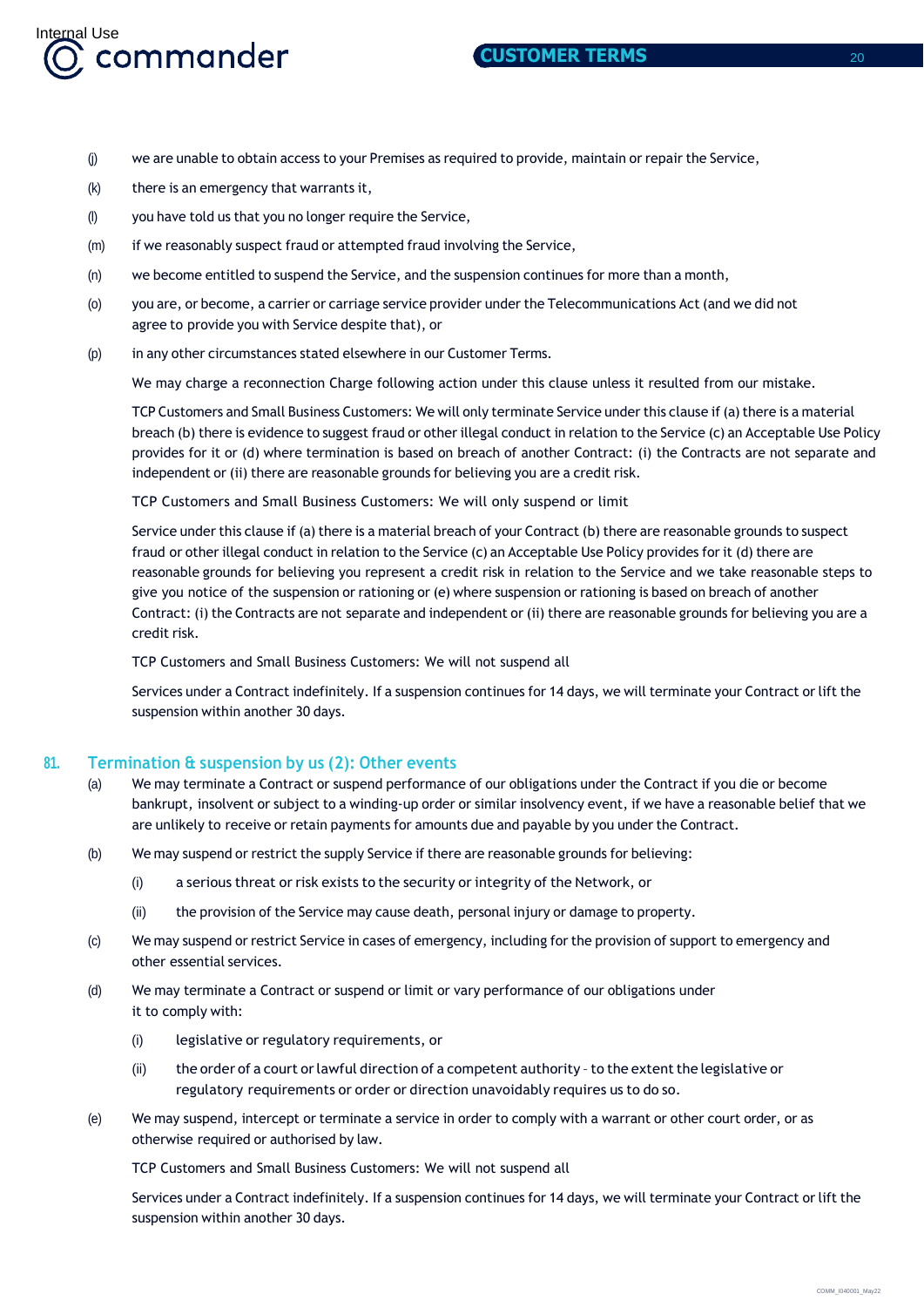(j) we are unable to obtain access to your Premises as required to provide, maintain or repair the Service,

(k) there is an emergency that warrants it,

(l) you have told us that you no longer require the Service,

(m) if we reasonably suspect fraud or attempted fraud involving the Service,

(n) we become entitled to suspend the Service, and the suspension continues for more than a month,

(o) you are, or become, a carrier or carriage service provider under the Telecommunications Act (and we did not agree to provide you with Service despite that), or

(p) in any other circumstances stated elsewhere in our Customer Terms.

We may charge a reconnection Charge following action under this clause unless it resulted from our mistake.

TCP Customers and Small Business Customers: We will only terminate Service under this clause if (a) there is a material breach (b) there is evidence to suggest fraud or other illegal conduct in relation to the Service (c) an Acceptable Use Policy provides for it or (d) where termination is based on breach of another Contract: (i) the Contracts are not separate and independent or (ii) there are reasonable grounds for believing you are a credit risk.

TCP Customers and Small Business Customers: We will only suspend or limit Service under this clause if (a) there is a material breach of your Contract (b) there are reasonable grounds to suspect fraud or other illegal conduct in relation to the Service (c) an Acceptable Use Policy provides for it (d) there are reasonable grounds for believing you represent a credit risk in relation to the Service and we take reasonable steps to give you notice of the suspension or rationing or (e) where suspension or rationing is based on breach of another Contract: (i) the Contracts are not separate and independent or (ii) there are reasonable grounds for believing you are a credit risk.

TCP Customers and Small Business Customers: We will not suspend all Services under a Contract indefinitely. If a suspension continues for 14 days, we will terminate your Contract or lift the suspension within another 30 days.

## 81. Termination & suspension by us (2): Other events

(a) We may terminate a Contract or suspend performance of our obligations under the Contract if you die or become bankrupt, insolvent or subject to a winding-up order or similar insolvency event, if we have a reasonable belief that we are unlikely to receive or retain payments for amounts due and payable by you under the Contract.

(b) We may suspend or restrict the supply Service if there are reasonable grounds for believing:

  (i) a serious threat or risk exists to the security or integrity of the Network, or

  (ii) the provision of the Service may cause death, personal injury or damage to property.

(c) We may suspend or restrict Service in cases of emergency, including for the provision of support to emergency and other essential services.

(d) We may terminate a Contract or suspend or limit or vary performance of our obligations under it to comply with:

  (i) legislative or regulatory requirements, or

  (ii) the order of a court or lawful direction of a competent authority – to the extent the legislative or regulatory requirements or order or direction unavoidably requires us to do so.

(e) We may suspend, intercept or terminate a service in order to comply with a warrant or other court order, or as otherwise required or authorised by law.

TCP Customers and Small Business Customers: We will not suspend all Services under a Contract indefinitely. If a suspension continues for 14 days, we will terminate your Contract or lift the suspension within another 30 days.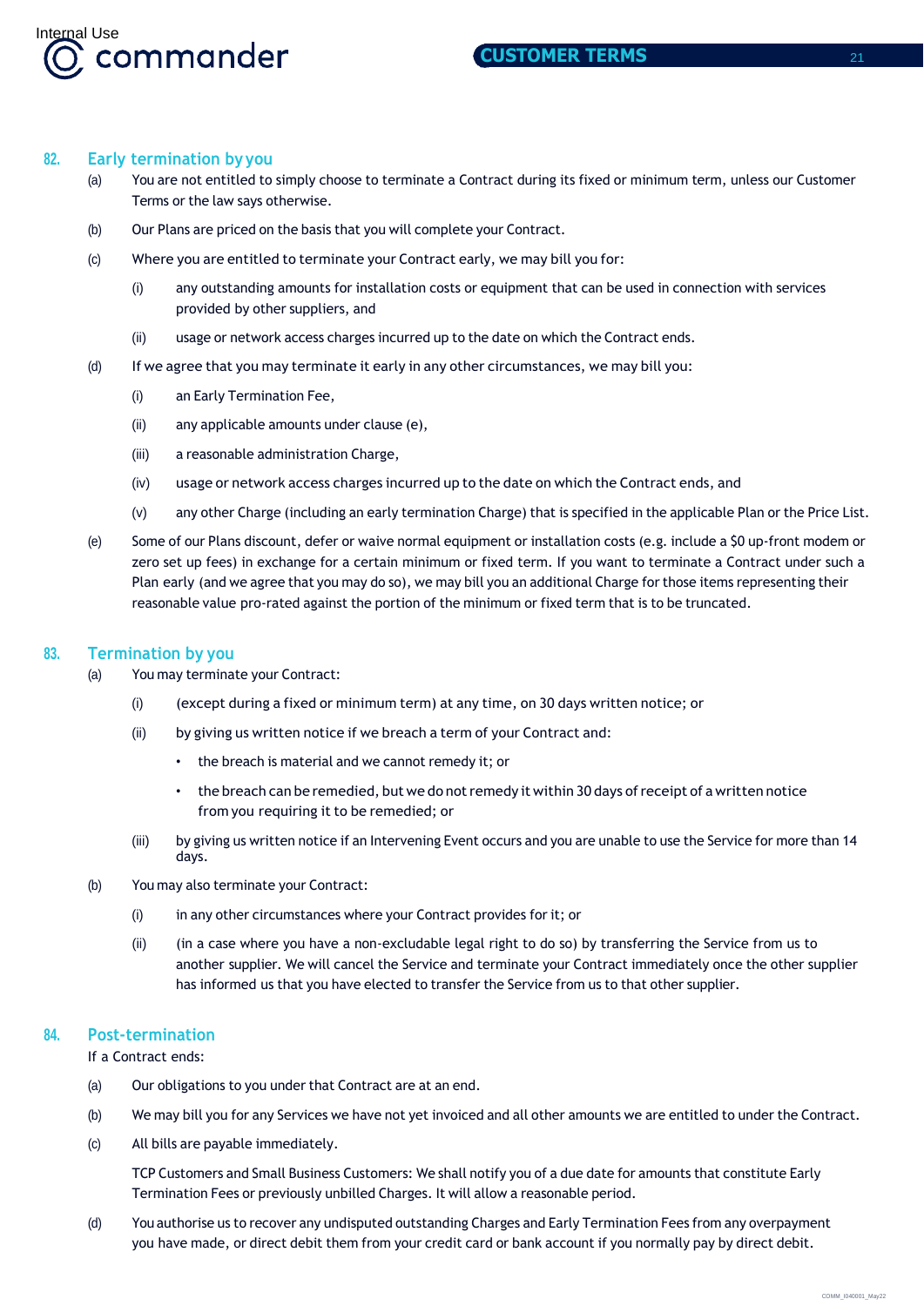## 82. Early termination by you

(a) You are not entitled to simply choose to terminate a Contract during its fixed or minimum term, unless our Customer Terms or the law says otherwise.

(b) Our Plans are priced on the basis that you will complete your Contract.

(c) Where you are entitled to terminate your Contract early, we may bill you for:

   (i) any outstanding amounts for installation costs or equipment that can be used in connection with services provided by other suppliers, and

   (ii) usage or network access charges incurred up to the date on which the Contract ends.

(d) If we agree that you may terminate it early in any other circumstances, we may bill you:

   (i) an Early Termination Fee,

   (ii) any applicable amounts under clause (e),

   (iii) a reasonable administration Charge,

   (iv) usage or network access charges incurred up to the date on which the Contract ends, and

   (v) any other Charge (including an early termination Charge) that is specified in the applicable Plan or the Price List.

(e) Some of our Plans discount, defer or waive normal equipment or installation costs (e.g. include a $0 up-front modem or zero set up fees) in exchange for a certain minimum or fixed term. If you want to terminate a Contract under such a Plan early (and we agree that you may do so), we may bill you an additional Charge for those items representing their reasonable value pro-rated against the portion of the minimum or fixed term that is to be truncated.

## 83. Termination by you

(a) You may terminate your Contract:

   (i) (except during a fixed or minimum term) at any time, on 30 days written notice; or

   (ii) by giving us written notice if we breach a term of your Contract and:

   - the breach is material and we cannot remedy it; or
   - the breach can be remedied, but we do not remedy it within 30 days of receipt of a written notice from you requiring it to be remedied; or

   (iii) by giving us written notice if an Intervening Event occurs and you are unable to use the Service for more than 14 days.

(b) You may also terminate your Contract:

   (i) in any other circumstances where your Contract provides for it; or

   (ii) (in a case where you have a non-excludable legal right to do so) by transferring the Service from us to another supplier. We will cancel the Service and terminate your Contract immediately once the other supplier has informed us that you have elected to transfer the Service from us to that other supplier.

## 84. Post-termination

If a Contract ends:

(a) Our obligations to you under that Contract are at an end.

(b) We may bill you for any Services we have not yet invoiced and all other amounts we are entitled to under the Contract.

(c) All bills are payable immediately.

   TCP Customers and Small Business Customers: We shall notify you of a due date for amounts that constitute Early Termination Fees or previously unbilled Charges. It will allow a reasonable period.

(d) You authorise us to recover any undisputed outstanding Charges and Early Termination Fees from any overpayment you have made, or direct debit them from your credit card or bank account if you normally pay by direct debit.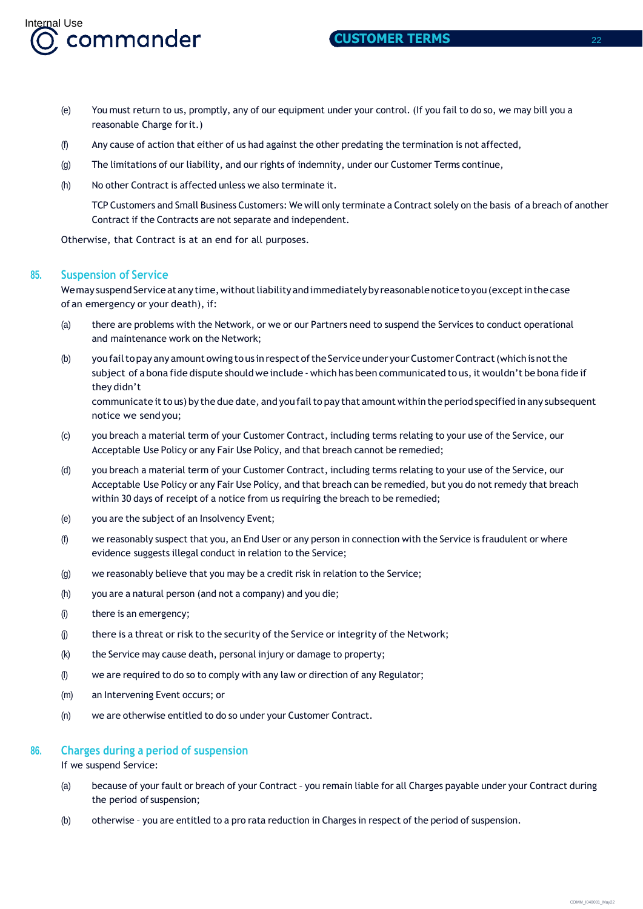(e) You must return to us, promptly, any of our equipment under your control. (If you fail to do so, we may bill you a reasonable Charge for it.)

(f) Any cause of action that either of us had against the other predating the termination is not affected,

(g) The limitations of our liability, and our rights of indemnity, under our Customer Terms continue,

(h) No other Contract is affected unless we also terminate it.

TCP Customers and Small Business Customers: We will only terminate a Contract solely on the basis of a breach of another Contract if the Contracts are not separate and independent.

Otherwise, that Contract is at an end for all purposes.

## 85. Suspension of Service

We may suspend Service at any time, without liability and immediately by reasonable notice to you (except in the case of an emergency or your death), if:

(a) there are problems with the Network, or we or our Partners need to suspend the Services to conduct operational and maintenance work on the Network;

(b) you fail to pay any amount owing to us in respect of the Service under your Customer Contract (which is not the subject of a bona fide dispute should we include - which has been communicated to us, it wouldn't be bona fide if they didn't communicate it to us) by the due date, and you fail to pay that amount within the period specified in any subsequent notice we send you;

(c) you breach a material term of your Customer Contract, including terms relating to your use of the Service, our Acceptable Use Policy or any Fair Use Policy, and that breach cannot be remedied;

(d) you breach a material term of your Customer Contract, including terms relating to your use of the Service, our Acceptable Use Policy or any Fair Use Policy, and that breach can be remedied, but you do not remedy that breach within 30 days of receipt of a notice from us requiring the breach to be remedied;

(e) you are the subject of an Insolvency Event;

(f) we reasonably suspect that you, an End User or any person in connection with the Service is fraudulent or where evidence suggests illegal conduct in relation to the Service;

(g) we reasonably believe that you may be a credit risk in relation to the Service;

(h) you are a natural person (and not a company) and you die;

(i) there is an emergency;

(j) there is a threat or risk to the security of the Service or integrity of the Network;

(k) the Service may cause death, personal injury or damage to property;

(l) we are required to do so to comply with any law or direction of any Regulator;

(m) an Intervening Event occurs; or

(n) we are otherwise entitled to do so under your Customer Contract.

## 86. Charges during a period of suspension

If we suspend Service:

(a) because of your fault or breach of your Contract – you remain liable for all Charges payable under your Contract during the period of suspension;

(b) otherwise – you are entitled to a pro rata reduction in Charges in respect of the period of suspension.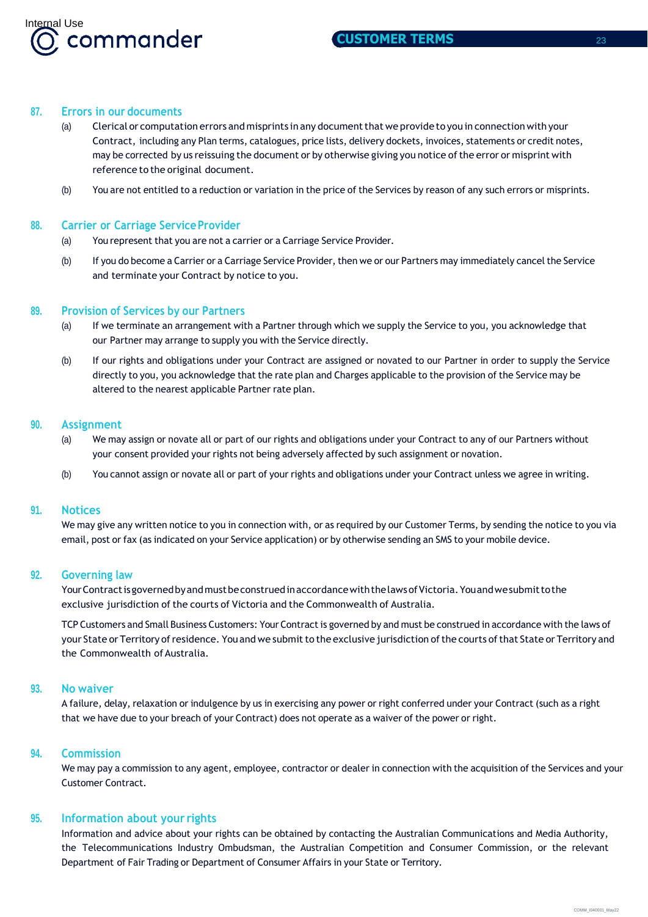## 87. Errors in our documents

(a) Clerical or computation errors and misprints in any document that we provide to you in connection with your Contract, including any Plan terms, catalogues, price lists, delivery dockets, invoices, statements or credit notes, may be corrected by us reissuing the document or by otherwise giving you notice of the error or misprint with reference to the original document.

(b) You are not entitled to a reduction or variation in the price of the Services by reason of any such errors or misprints.

## 88. Carrier or Carriage Service Provider

(a) You represent that you are not a carrier or a Carriage Service Provider.

(b) If you do become a Carrier or a Carriage Service Provider, then we or our Partners may immediately cancel the Service and terminate your Contract by notice to you.

## 89. Provision of Services by our Partners

(a) If we terminate an arrangement with a Partner through which we supply the Service to you, you acknowledge that our Partner may arrange to supply you with the Service directly.

(b) If our rights and obligations under your Contract are assigned or novated to our Partner in order to supply the Service directly to you, you acknowledge that the rate plan and Charges applicable to the provision of the Service may be altered to the nearest applicable Partner rate plan.

## 90. Assignment

(a) We may assign or novate all or part of our rights and obligations under your Contract to any of our Partners without your consent provided your rights not being adversely affected by such assignment or novation.

(b) You cannot assign or novate all or part of your rights and obligations under your Contract unless we agree in writing.

## 91. Notices

We may give any written notice to you in connection with, or as required by our Customer Terms, by sending the notice to you via email, post or fax (as indicated on your Service application) or by otherwise sending an SMS to your mobile device.

## 92. Governing law

Your Contract is governed by and must be construed in accordance with the laws of Victoria. You and we submit to the exclusive jurisdiction of the courts of Victoria and the Commonwealth of Australia.

TCP Customers and Small Business Customers: Your Contract is governed by and must be construed in accordance with the laws of your State or Territory of residence. You and we submit to the exclusive jurisdiction of the courts of that State or Territory and the Commonwealth of Australia.

## 93. No waiver

A failure, delay, relaxation or indulgence by us in exercising any power or right conferred under your Contract (such as a right that we have due to your breach of your Contract) does not operate as a waiver of the power or right.

## 94. Commission

We may pay a commission to any agent, employee, contractor or dealer in connection with the acquisition of the Services and your Customer Contract.

## 95. Information about your rights

Information and advice about your rights can be obtained by contacting the Australian Communications and Media Authority, the Telecommunications Industry Ombudsman, the Australian Competition and Consumer Commission, or the relevant Department of Fair Trading or Department of Consumer Affairs in your State or Territory.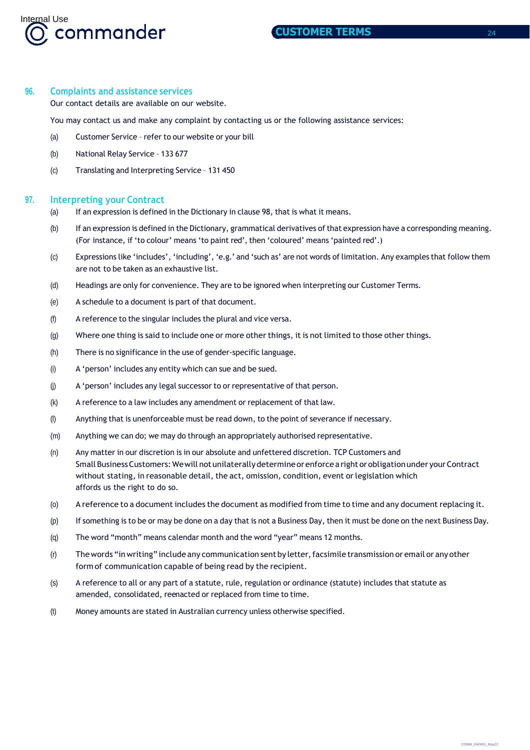## 96. Complaints and assistance services

Our contact details are available on our website.

You may contact us and make any complaint by contacting us or the following assistance services:

(a) Customer Service – refer to our website or your bill

(b) National Relay Service – 133 677

(c) Translating and Interpreting Service – 131 450

## 97. Interpreting your Contract

(a) If an expression is defined in the Dictionary in clause 98, that is what it means.

(b) If an expression is defined in the Dictionary, grammatical derivatives of that expression have a corresponding meaning. (For instance, if 'to colour' means 'to paint red', then 'coloured' means 'painted red'.)

(c) Expressions like 'includes', 'including', 'e.g.' and 'such as' are not words of limitation. Any examples that follow them are not to be taken as an exhaustive list.

(d) Headings are only for convenience. They are to be ignored when interpreting our Customer Terms.

(e) A schedule to a document is part of that document.

(f) A reference to the singular includes the plural and vice versa.

(g) Where one thing is said to include one or more other things, it is not limited to those other things.

(h) There is no significance in the use of gender-specific language.

(i) A 'person' includes any entity which can sue and be sued.

(j) A 'person' includes any legal successor to or representative of that person.

(k) A reference to a law includes any amendment or replacement of that law.

(l) Anything that is unenforceable must be read down, to the point of severance if necessary.

(m) Anything we can do; we may do through an appropriately authorised representative.

(n) Any matter in our discretion is in our absolute and unfettered discretion. TCP Customers and Small Business Customers: We will not unilaterally determine or enforce a right or obligation under your Contract without stating, in reasonable detail, the act, omission, condition, event or legislation which affords us the right to do so.

(o) A reference to a document includes the document as modified from time to time and any document replacing it.

(p) If something is to be or may be done on a day that is not a Business Day, then it must be done on the next Business Day.

(q) The word "month" means calendar month and the word "year" means 12 months.

(r) The words "in writing" include any communication sent by letter, facsimile transmission or email or any other form of communication capable of being read by the recipient.

(s) A reference to all or any part of a statute, rule, regulation or ordinance (statute) includes that statute as amended, consolidated, reenacted or replaced from time to time.

(t) Money amounts are stated in Australian currency unless otherwise specified.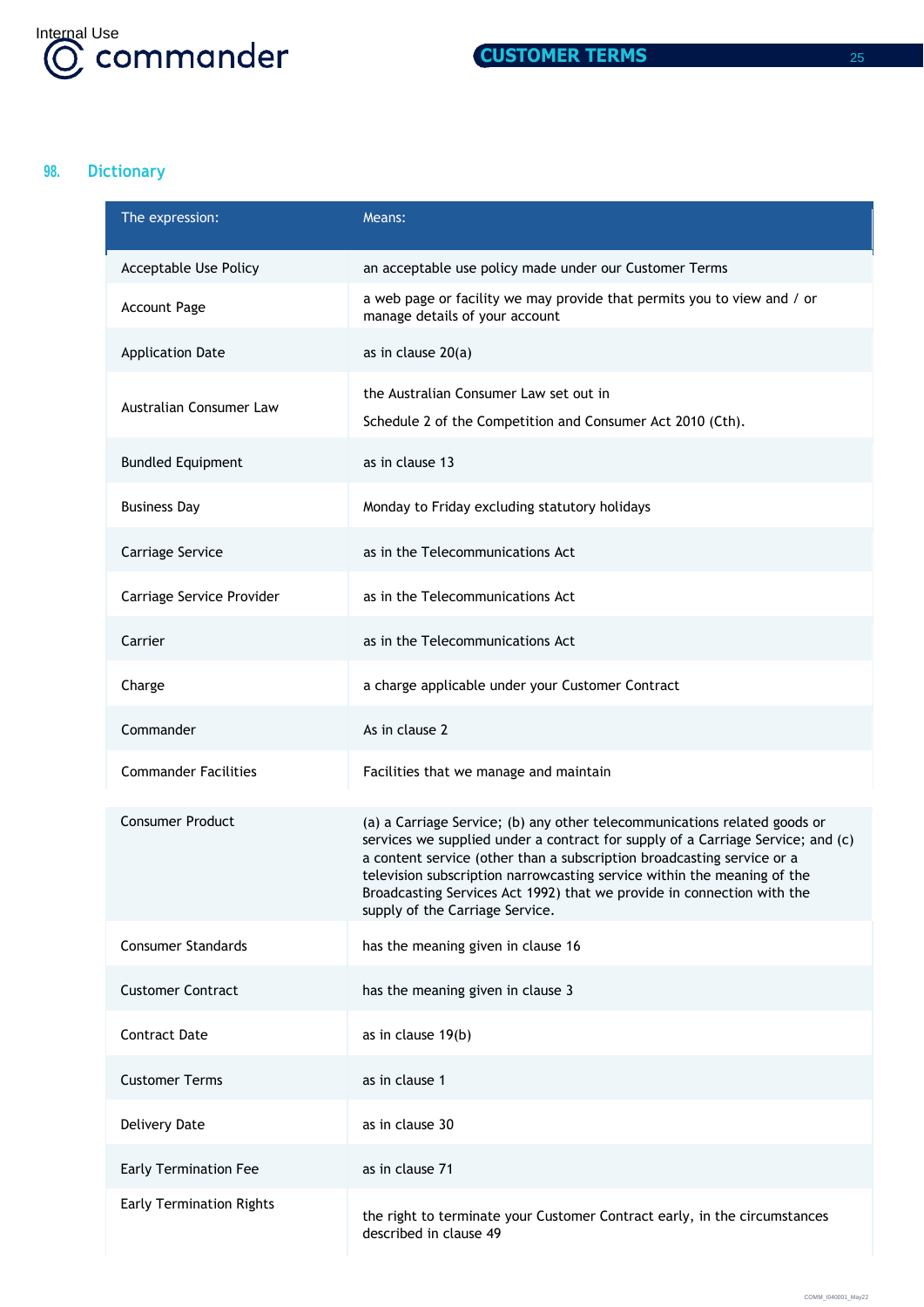## 98. Dictionary

| The expression: | Means: |
|---|---|
| Acceptable Use Policy | an acceptable use policy made under our Customer Terms |
| Account Page | a web page or facility we may provide that permits you to view and / or manage details of your account |
| Application Date | as in clause 20(a) |
| Australian Consumer Law | the Australian Consumer Law set out in Schedule 2 of the Competition and Consumer Act 2010 (Cth). |
| Bundled Equipment | as in clause 13 |
| Business Day | Monday to Friday excluding statutory holidays |
| Carriage Service | as in the Telecommunications Act |
| Carriage Service Provider | as in the Telecommunications Act |
| Carrier | as in the Telecommunications Act |
| Charge | a charge applicable under your Customer Contract |
| Commander | As in clause 2 |
| Commander Facilities | Facilities that we manage and maintain |
| Consumer Product | (a) a Carriage Service; (b) any other telecommunications related goods or services we supplied under a contract for supply of a Carriage Service; and (c) a content service (other than a subscription broadcasting service or a television subscription narrowcasting service within the meaning of the Broadcasting Services Act 1992) that we provide in connection with the supply of the Carriage Service. |
| Consumer Standards | has the meaning given in clause 16 |
| Customer Contract | has the meaning given in clause 3 |
| Contract Date | as in clause 19(b) |
| Customer Terms | as in clause 1 |
| Delivery Date | as in clause 30 |
| Early Termination Fee | as in clause 71 |
| Early Termination Rights | the right to terminate your Customer Contract early, in the circumstances described in clause 49 |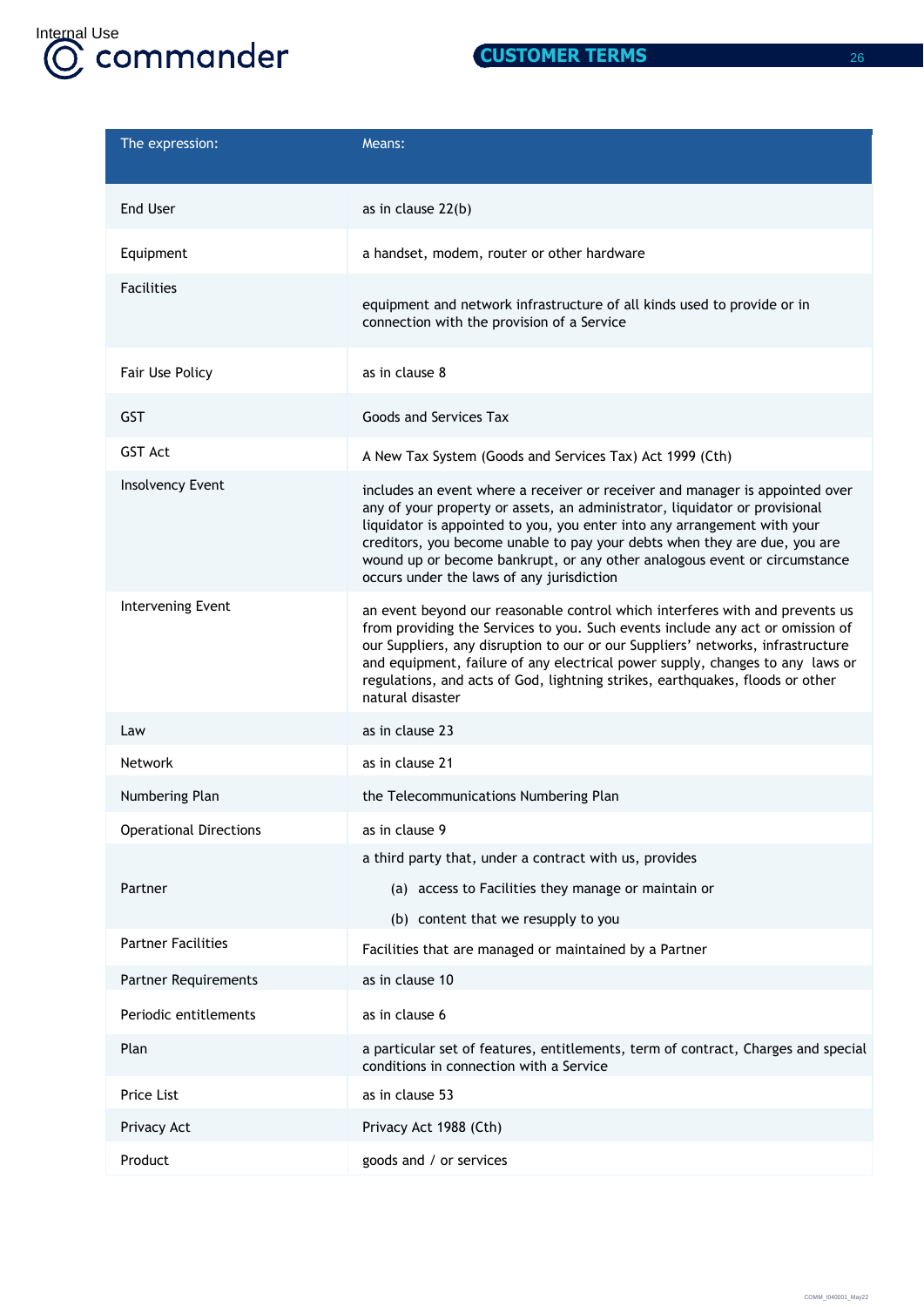| The expression: | Means: |
|---|---|
| End User | as in clause 22(b) |
| Equipment | a handset, modem, router or other hardware |
| Facilities | equipment and network infrastructure of all kinds used to provide or in connection with the provision of a Service |
| Fair Use Policy | as in clause 8 |
| GST | Goods and Services Tax |
| GST Act | A New Tax System (Goods and Services Tax) Act 1999 (Cth) |
| Insolvency Event | includes an event where a receiver or receiver and manager is appointed over any of your property or assets, an administrator, liquidator or provisional liquidator is appointed to you, you enter into any arrangement with your creditors, you become unable to pay your debts when they are due, you are wound up or become bankrupt, or any other analogous event or circumstance occurs under the laws of any jurisdiction |
| Intervening Event | an event beyond our reasonable control which interferes with and prevents us from providing the Services to you. Such events include any act or omission of our Suppliers, any disruption to our or our Suppliers' networks, infrastructure and equipment, failure of any electrical power supply, changes to any laws or regulations, and acts of God, lightning strikes, earthquakes, floods or other natural disaster |
| Law | as in clause 23 |
| Network | as in clause 21 |
| Numbering Plan | the Telecommunications Numbering Plan |
| Operational Directions | as in clause 9 |
| Partner | a third party that, under a contract with us, provides (a) access to Facilities they manage or maintain or (b) content that we resupply to you |
| Partner Facilities | Facilities that are managed or maintained by a Partner |
| Partner Requirements | as in clause 10 |
| Periodic entitlements | as in clause 6 |
| Plan | a particular set of features, entitlements, term of contract, Charges and special conditions in connection with a Service |
| Price List | as in clause 53 |
| Privacy Act | Privacy Act 1988 (Cth) |
| Product | goods and / or services |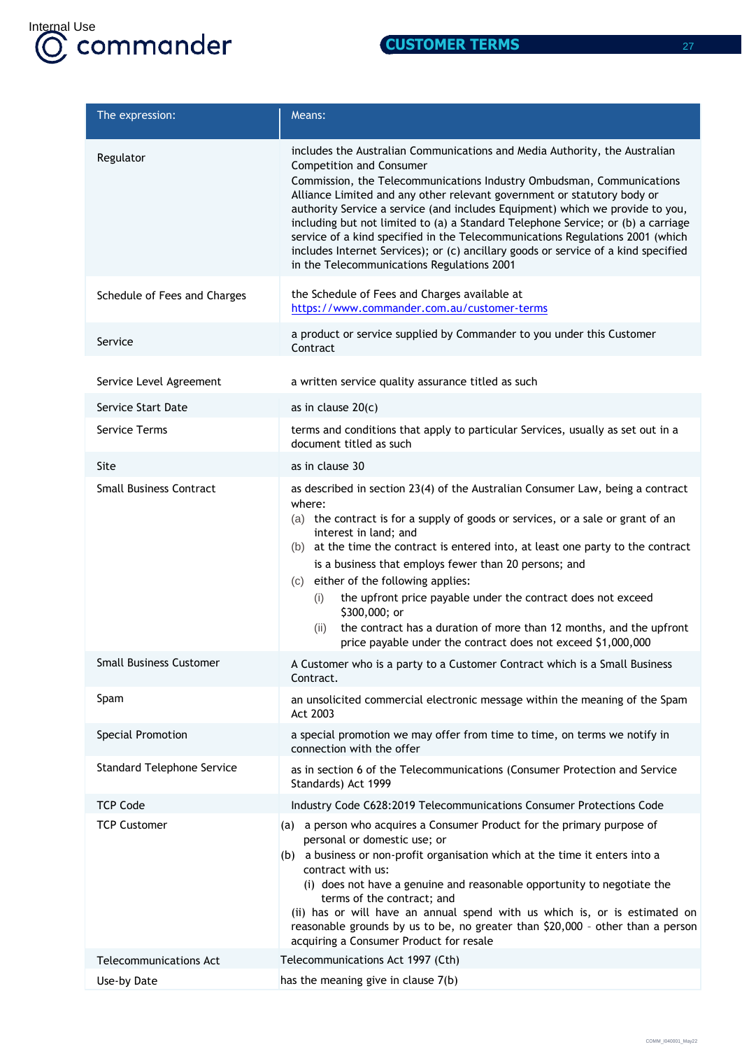| The expression: | Means: |
|---|---|
| Regulator | includes the Australian Communications and Media Authority, the Australian Competition and Consumer Commission, the Telecommunications Industry Ombudsman, Communications Alliance Limited and any other relevant government or statutory body or authority Service a service (and includes Equipment) which we provide to you, including but not limited to (a) a Standard Telephone Service; or (b) a carriage service of a kind specified in the Telecommunications Regulations 2001 (which includes Internet Services); or (c) ancillary goods or service of a kind specified in the Telecommunications Regulations 2001 |
| Schedule of Fees and Charges | the Schedule of Fees and Charges available at https://www.commander.com.au/customer-terms |
| Service | a product or service supplied by Commander to you under this Customer Contract |
| Service Level Agreement | a written service quality assurance titled as such |
| Service Start Date | as in clause 20(c) |
| Service Terms | terms and conditions that apply to particular Services, usually as set out in a document titled as such |
| Site | as in clause 30 |
| Small Business Contract | as described in section 23(4) of the Australian Consumer Law, being a contract where:<br>(a) the contract is for a supply of goods or services, or a sale or grant of an interest in land; and<br>(b) at the time the contract is entered into, at least one party to the contract is a business that employs fewer than 20 persons; and<br>(c) either of the following applies:<br>(i) the upfront price payable under the contract does not exceed $300,000; or<br>(ii) the contract has a duration of more than 12 months, and the upfront price payable under the contract does not exceed $1,000,000 |
| Small Business Customer | A Customer who is a party to a Customer Contract which is a Small Business Contract. |
| Spam | an unsolicited commercial electronic message within the meaning of the Spam Act 2003 |
| Special Promotion | a special promotion we may offer from time to time, on terms we notify in connection with the offer |
| Standard Telephone Service | as in section 6 of the Telecommunications (Consumer Protection and Service Standards) Act 1999 |
| TCP Code | Industry Code C628:2019 Telecommunications Consumer Protections Code |
| TCP Customer | (a) a person who acquires a Consumer Product for the primary purpose of personal or domestic use; or<br>(b) a business or non-profit organisation which at the time it enters into a contract with us:<br>(i) does not have a genuine and reasonable opportunity to negotiate the terms of the contract; and<br>(ii) has or will have an annual spend with us which is, or is estimated on reasonable grounds by us to be, no greater than $20,000 – other than a person acquiring a Consumer Product for resale |
| Telecommunications Act | Telecommunications Act 1997 (Cth) |
| Use-by Date | has the meaning give in clause 7(b) |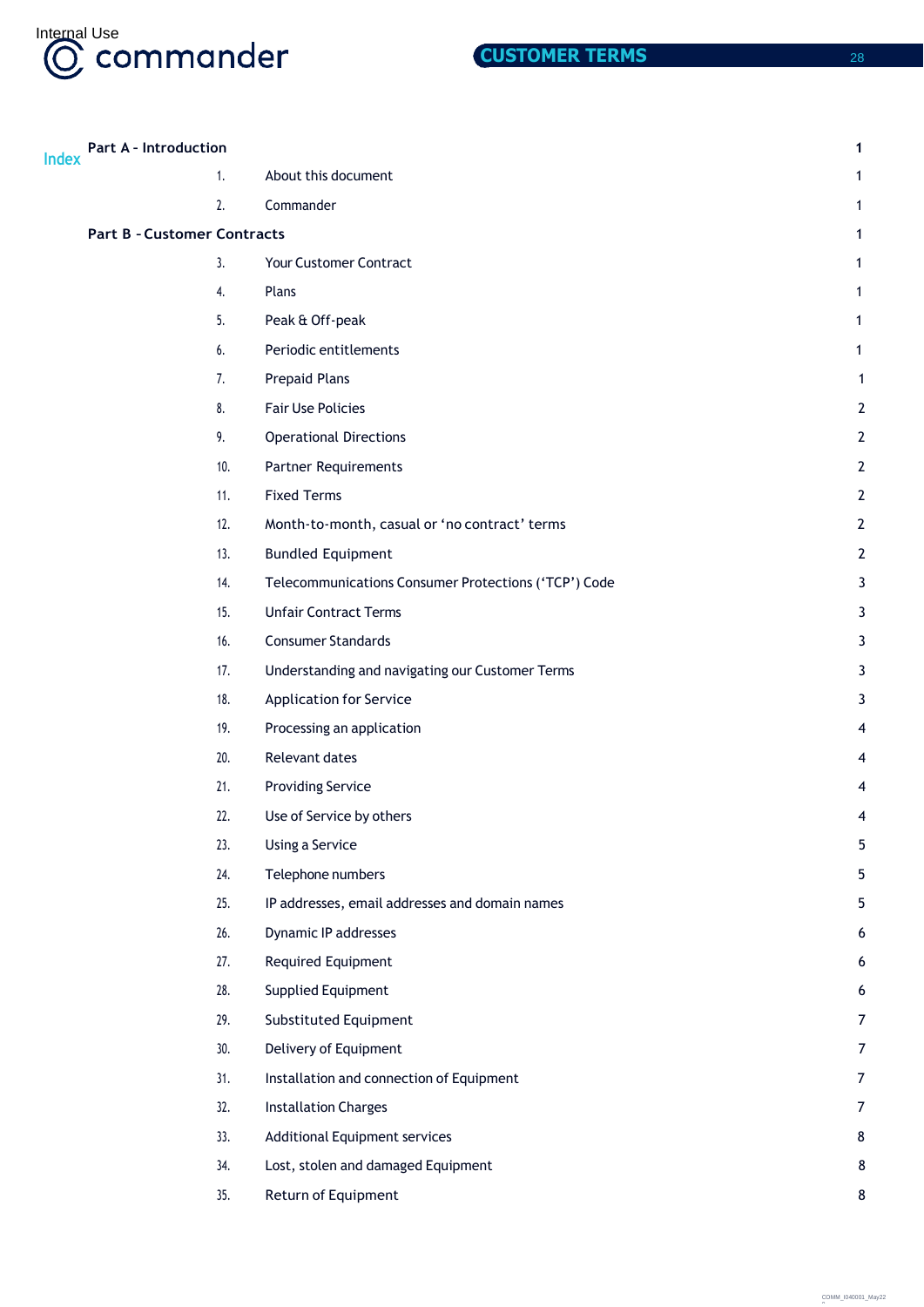# Index

| | | |
|---|---|---|
| **Part A - Introduction** | | 1 |
| 1. | About this document | 1 |
| 2. | Commander | 1 |
| **Part B - Customer Contracts** | | 1 |
| 3. | Your Customer Contract | 1 |
| 4. | Plans | 1 |
| 5. | Peak & Off-peak | 1 |
| 6. | Periodic entitlements | 1 |
| 7. | Prepaid Plans | 1 |
| 8. | Fair Use Policies | 2 |
| 9. | Operational Directions | 2 |
| 10. | Partner Requirements | 2 |
| 11. | Fixed Terms | 2 |
| 12. | Month-to-month, casual or 'no contract' terms | 2 |
| 13. | Bundled Equipment | 2 |
| 14. | Telecommunications Consumer Protections ('TCP') Code | 3 |
| 15. | Unfair Contract Terms | 3 |
| 16. | Consumer Standards | 3 |
| 17. | Understanding and navigating our Customer Terms | 3 |
| 18. | Application for Service | 3 |
| 19. | Processing an application | 4 |
| 20. | Relevant dates | 4 |
| 21. | Providing Service | 4 |
| 22. | Use of Service by others | 4 |
| 23. | Using a Service | 5 |
| 24. | Telephone numbers | 5 |
| 25. | IP addresses, email addresses and domain names | 5 |
| 26. | Dynamic IP addresses | 6 |
| 27. | Required Equipment | 6 |
| 28. | Supplied Equipment | 6 |
| 29. | Substituted Equipment | 7 |
| 30. | Delivery of Equipment | 7 |
| 31. | Installation and connection of Equipment | 7 |
| 32. | Installation Charges | 7 |
| 33. | Additional Equipment services | 8 |
| 34. | Lost, stolen and damaged Equipment | 8 |
| 35. | Return of Equipment | 8 |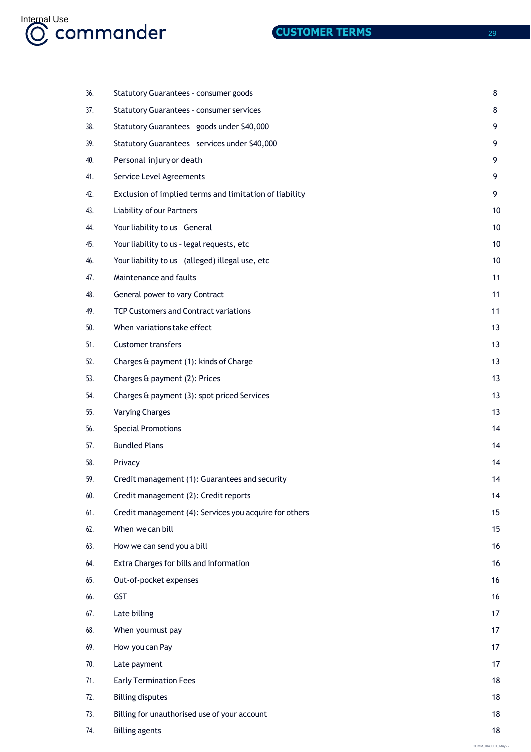| | | |
|---|---|---|
| 36. | Statutory Guarantees - consumer goods | 8 |
| 37. | Statutory Guarantees - consumer services | 8 |
| 38. | Statutory Guarantees - goods under $40,000 | 9 |
| 39. | Statutory Guarantees - services under $40,000 | 9 |
| 40. | Personal injury or death | 9 |
| 41. | Service Level Agreements | 9 |
| 42. | Exclusion of implied terms and limitation of liability | 9 |
| 43. | Liability of our Partners | 10 |
| 44. | Your liability to us - General | 10 |
| 45. | Your liability to us - legal requests, etc | 10 |
| 46. | Your liability to us - (alleged) illegal use, etc | 10 |
| 47. | Maintenance and faults | 11 |
| 48. | General power to vary Contract | 11 |
| 49. | TCP Customers and Contract variations | 11 |
| 50. | When variations take effect | 13 |
| 51. | Customer transfers | 13 |
| 52. | Charges & payment (1): kinds of Charge | 13 |
| 53. | Charges & payment (2): Prices | 13 |
| 54. | Charges & payment (3): spot priced Services | 13 |
| 55. | Varying Charges | 13 |
| 56. | Special Promotions | 14 |
| 57. | Bundled Plans | 14 |
| 58. | Privacy | 14 |
| 59. | Credit management (1): Guarantees and security | 14 |
| 60. | Credit management (2): Credit reports | 14 |
| 61. | Credit management (4): Services you acquire for others | 15 |
| 62. | When we can bill | 15 |
| 63. | How we can send you a bill | 16 |
| 64. | Extra Charges for bills and information | 16 |
| 65. | Out-of-pocket expenses | 16 |
| 66. | GST | 16 |
| 67. | Late billing | 17 |
| 68. | When you must pay | 17 |
| 69. | How you can Pay | 17 |
| 70. | Late payment | 17 |
| 71. | Early Termination Fees | 18 |
| 72. | Billing disputes | 18 |
| 73. | Billing for unauthorised use of your account | 18 |
| 74. | Billing agents | 18 |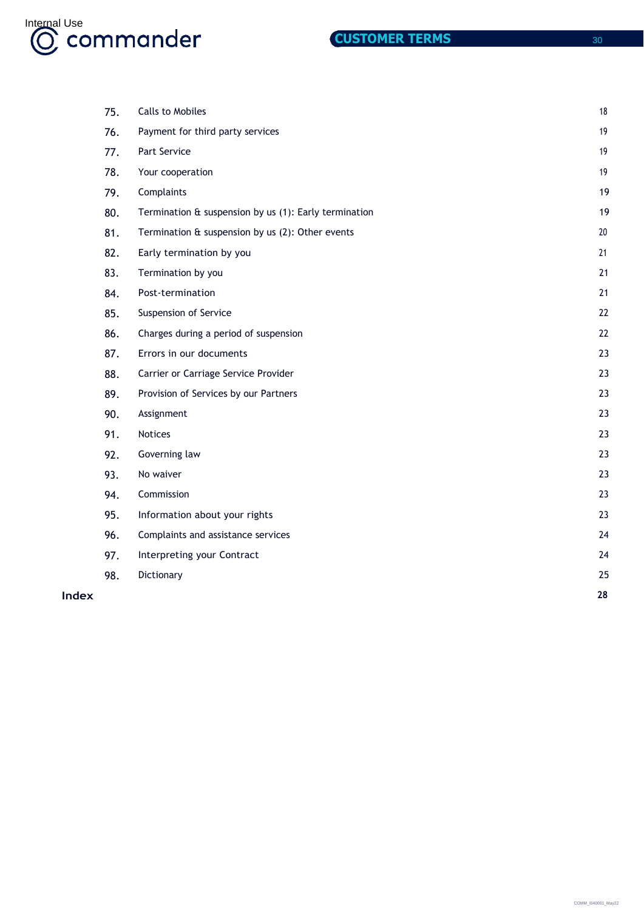| | | |
|---|---|---|
| 75. | Calls to Mobiles | 18 |
| 76. | Payment for third party services | 19 |
| 77. | Part Service | 19 |
| 78. | Your cooperation | 19 |
| 79. | Complaints | 19 |
| 80. | Termination & suspension by us (1): Early termination | 19 |
| 81. | Termination & suspension by us (2): Other events | 20 |
| 82. | Early termination by you | 21 |
| 83. | Termination by you | 21 |
| 84. | Post-termination | 21 |
| 85. | Suspension of Service | 22 |
| 86. | Charges during a period of suspension | 22 |
| 87. | Errors in our documents | 23 |
| 88. | Carrier or Carriage Service Provider | 23 |
| 89. | Provision of Services by our Partners | 23 |
| 90. | Assignment | 23 |
| 91. | Notices | 23 |
| 92. | Governing law | 23 |
| 93. | No waiver | 23 |
| 94. | Commission | 23 |
| 95. | Information about your rights | 23 |
| 96. | Complaints and assistance services | 24 |
| 97. | Interpreting your Contract | 24 |
| 98. | Dictionary | 25 |
| **Index** | | **28** |